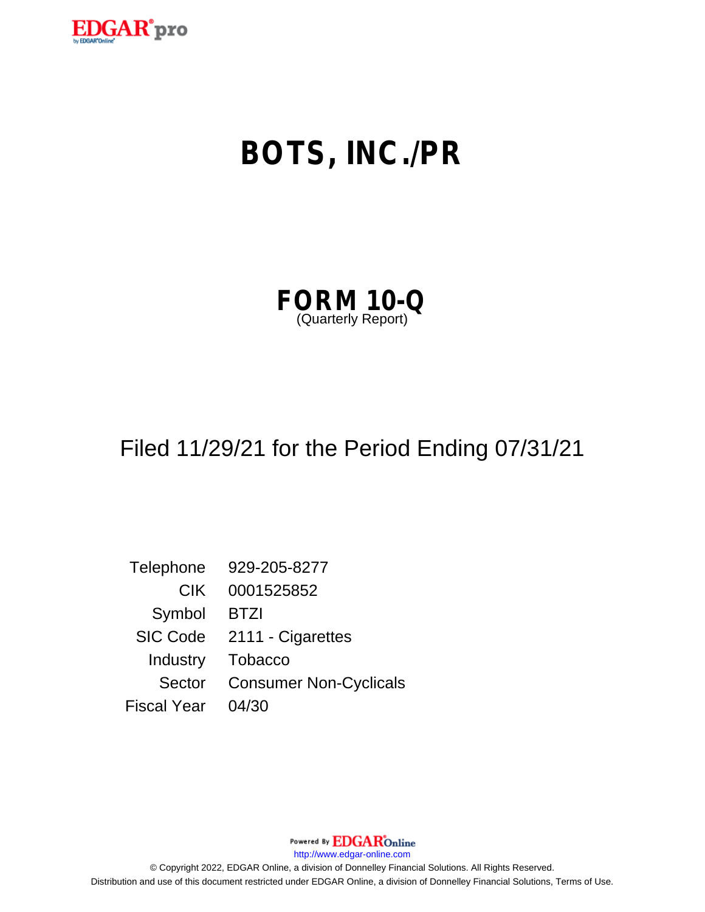# BOTS, INC./PR

## FORM 10-Q
(Quarterly Report)

Filed 11/29/21 for the Period Ending 07/31/21

| | |
|---|---|
| Telephone | 929-205-8277 |
| CIK | 0001525852 |
| Symbol | BTZI |
| SIC Code | 2111 - Cigarettes |
| Industry | Tobacco |
| Sector | Consumer Non-Cyclicals |
| Fiscal Year | 04/30 |

Powered By EDGAR Online

http://www.edgar-online.com

© Copyright 2022, EDGAR Online, a division of Donnelley Financial Solutions. All Rights Reserved.
Distribution and use of this document restricted under EDGAR Online, a division of Donnelley Financial Solutions, Terms of Use.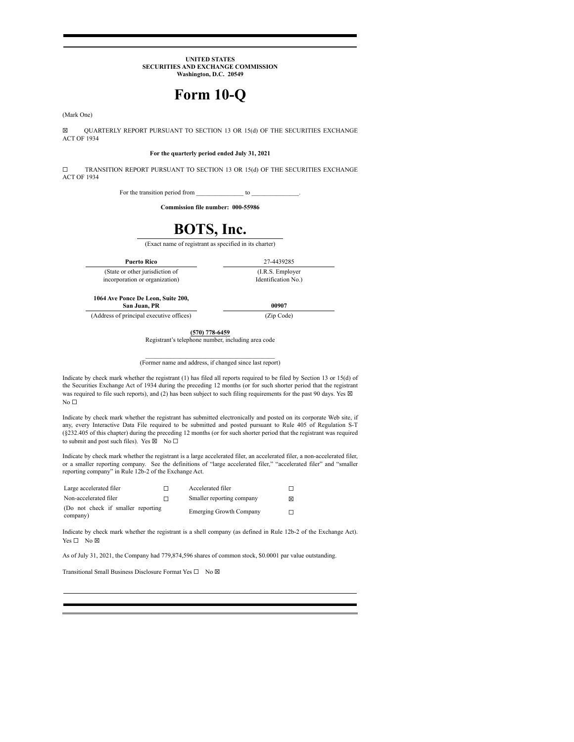**UNITED STATES**
**SECURITIES AND EXCHANGE COMMISSION**
**Washington, D.C. 20549**

# Form 10-Q

(Mark One)

☒ QUARTERLY REPORT PURSUANT TO SECTION 13 OR 15(d) OF THE SECURITIES EXCHANGE ACT OF 1934

**For the quarterly period ended July 31, 2021**

☐ TRANSITION REPORT PURSUANT TO SECTION 13 OR 15(d) OF THE SECURITIES EXCHANGE ACT OF 1934

For the transition period from ______________ to ______________.

**Commission file number: 000-55986**

# BOTS, Inc.

(Exact name of registrant as specified in its charter)

| **Puerto Rico** | 27-4439285 |
|---|---|
| (State or other jurisdiction of incorporation or organization) | (I.R.S. Employer Identification No.) |
| **1064 Ave Ponce De Leon, Suite 200, San Juan, PR** | **00907** |
| (Address of principal executive offices) | (Zip Code) |

**(570) 778-6459**
Registrant's telephone number, including area code

______________________________________
(Former name and address, if changed since last report)

Indicate by check mark whether the registrant (1) has filed all reports required to be filed by Section 13 or 15(d) of the Securities Exchange Act of 1934 during the preceding 12 months (or for such shorter period that the registrant was required to file such reports), and (2) has been subject to such filing requirements for the past 90 days. Yes ☒ No ☐

Indicate by check mark whether the registrant has submitted electronically and posted on its corporate Web site, if any, every Interactive Data File required to be submitted and posted pursuant to Rule 405 of Regulation S-T (§232.405 of this chapter) during the preceding 12 months (or for such shorter period that the registrant was required to submit and post such files). Yes ☒ No ☐

Indicate by check mark whether the registrant is a large accelerated filer, an accelerated filer, a non-accelerated filer, or a smaller reporting company. See the definitions of "large accelerated filer," "accelerated filer" and "smaller reporting company" in Rule 12b-2 of the Exchange Act.

| | | | |
|---|---|---|---|
| Large accelerated filer | ☐ | Accelerated filer | ☐ |
| Non-accelerated filer | ☐ | Smaller reporting company | ☒ |
| (Do not check if smaller reporting company) | | Emerging Growth Company | ☐ |

Indicate by check mark whether the registrant is a shell company (as defined in Rule 12b-2 of the Exchange Act). Yes ☐ No ☒

As of July 31, 2021, the Company had 779,874,596 shares of common stock, $0.0001 par value outstanding.

Transitional Small Business Disclosure Format Yes ☐ No ☒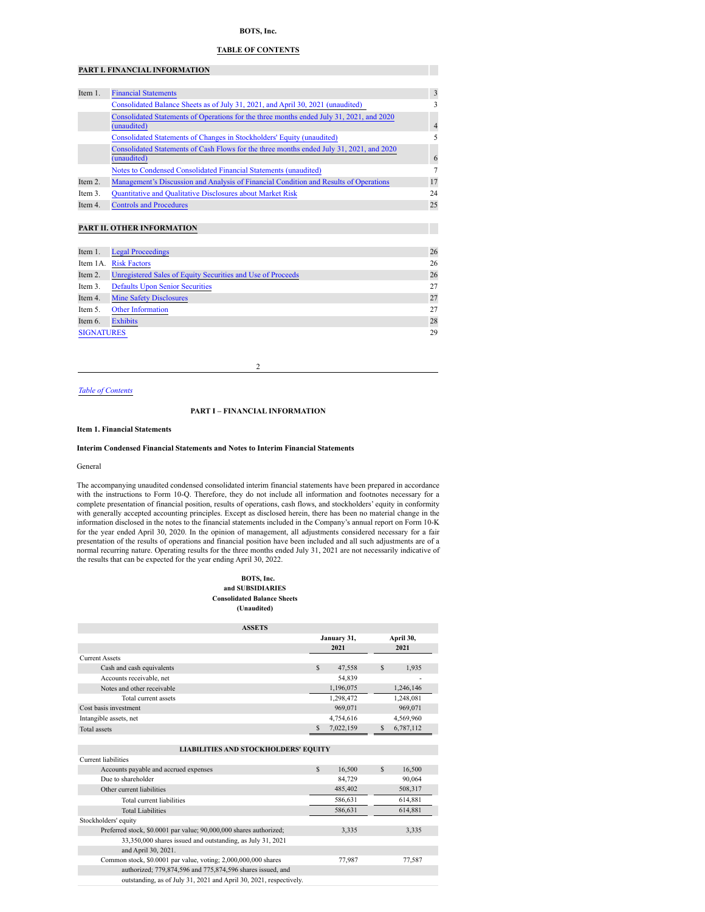**BOTS, Inc.**

**TABLE OF CONTENTS**

| **PART I. FINANCIAL INFORMATION** | | |
|---|---|---|
| Item 1. | Financial Statements | 3 |
| | Consolidated Balance Sheets as of July 31, 2021, and April 30, 2021 (unaudited) | 3 |
| | Consolidated Statements of Operations for the three months ended July 31, 2021, and 2020 (unaudited) | 4 |
| | Consolidated Statements of Changes in Stockholders' Equity (unaudited) | 5 |
| | Consolidated Statements of Cash Flows for the three months ended July 31, 2021, and 2020 (unaudited) | 6 |
| | Notes to Condensed Consolidated Financial Statements (unaudited) | 7 |
| Item 2. | Management's Discussion and Analysis of Financial Condition and Results of Operations | 17 |
| Item 3. | Quantitative and Qualitative Disclosures about Market Risk | 24 |
| Item 4. | Controls and Procedures | 25 |

| **PART II. OTHER INFORMATION** | | |
|---|---|---|
| Item 1. | Legal Proceedings | 26 |
| Item 1A. | Risk Factors | 26 |
| Item 2. | Unregistered Sales of Equity Securities and Use of Proceeds | 26 |
| Item 3. | Defaults Upon Senior Securities | 27 |
| Item 4. | Mine Safety Disclosures | 27 |
| Item 5. | Other Information | 27 |
| Item 6. | Exhibits | 28 |
| SIGNATURES | | 29 |

*Table of Contents*

**PART I – FINANCIAL INFORMATION**

**Item 1. Financial Statements**

**Interim Condensed Financial Statements and Notes to Interim Financial Statements**

General

The accompanying unaudited condensed consolidated interim financial statements have been prepared in accordance with the instructions to Form 10-Q. Therefore, they do not include all information and footnotes necessary for a complete presentation of financial position, results of operations, cash flows, and stockholders' equity in conformity with generally accepted accounting principles. Except as disclosed herein, there has been no material change in the information disclosed in the notes to the financial statements included in the Company's annual report on Form 10-K for the year ended April 30, 2020. In the opinion of management, all adjustments considered necessary for a fair presentation of the results of operations and financial position have been included and all such adjustments are of a normal recurring nature. Operating results for the three months ended July 31, 2021 are not necessarily indicative of the results that can be expected for the year ending April 30, 2022.

**BOTS, Inc.**
**and SUBSIDIARIES**
**Consolidated Balance Sheets**
**(Unaudited)**

| **ASSETS** | **January 31, 2021** | **April 30, 2021** |
|---|---|---|
| Current Assets | | |
| Cash and cash equivalents | $ 47,558 | $ 1,935 |
| Accounts receivable, net | 54,839 | - |
| Notes and other receivable | 1,196,075 | 1,246,146 |
| Total current assets | 1,298,472 | 1,248,081 |
| Cost basis investment | 969,071 | 969,071 |
| Intangible assets, net | 4,754,616 | 4,569,960 |
| Total assets | $ 7,022,159 | $ 6,787,112 |
| **LIABILITIES AND STOCKHOLDERS' EQUITY** | | |
| Current liabilities | | |
| Accounts payable and accrued expenses | $ 16,500 | $ 16,500 |
| Due to shareholder | 84,729 | 90,064 |
| Other current liabilities | 485,402 | 508,317 |
| Total current liabilities | 586,631 | 614,881 |
| Total Liabilities | 586,631 | 614,881 |
| Stockholders' equity | | |
| Preferred stock, $0.0001 par value; 90,000,000 shares authorized; 33,350,000 shares issued and outstanding, as July 31, 2021 and April 30, 2021. | 3,335 | 3,335 |
| Common stock, $0.0001 par value, voting; 2,000,000,000 shares authorized; 779,874,596 and 775,874,596 shares issued, and outstanding, as of July 31, 2021 and April 30, 2021, respectively. | 77,987 | 77,587 |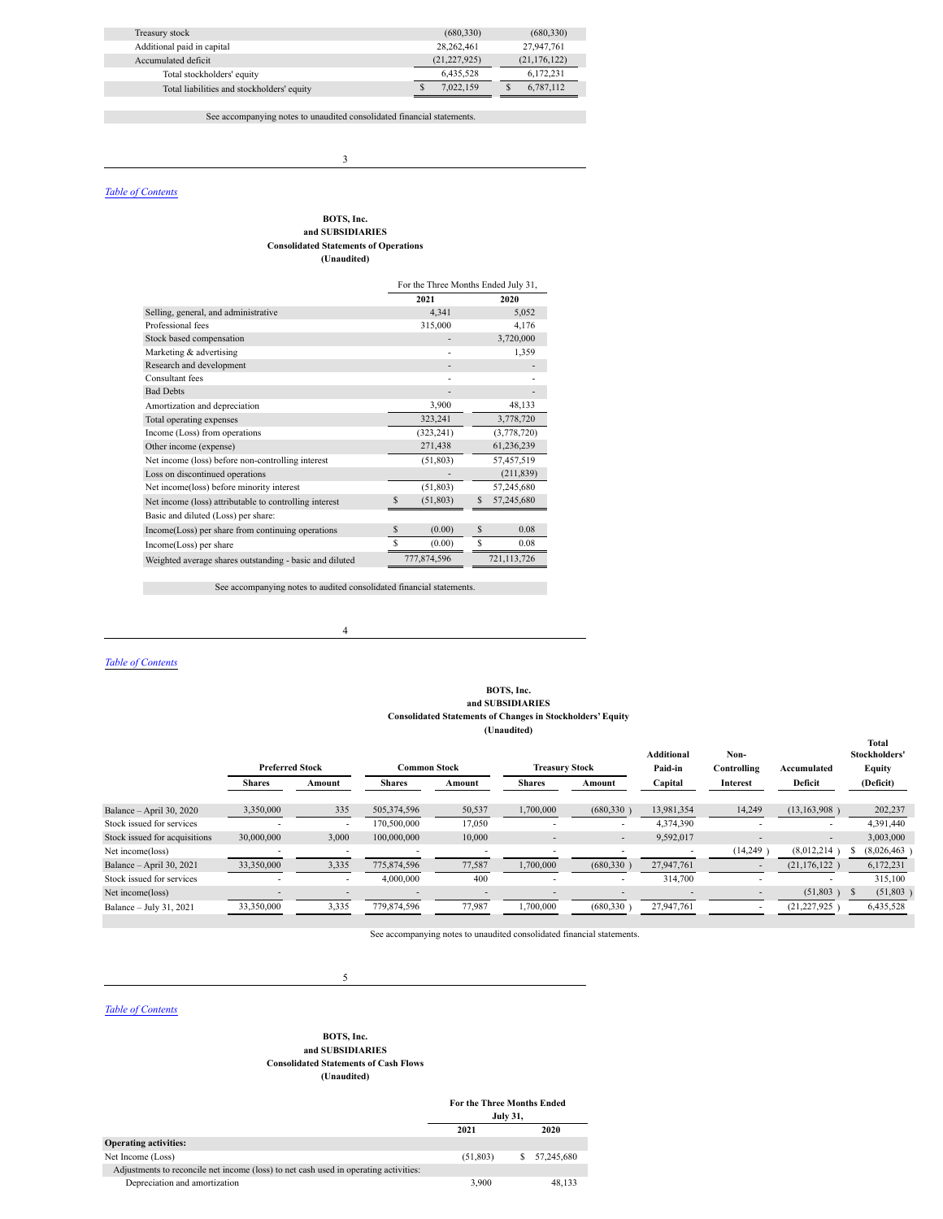| | | |
|---|---|---|
| Treasury stock | (680,330) | (680,330) |
| Additional paid in capital | 28,262,461 | 27,947,761 |
| Accumulated deficit | (21,227,925) | (21,176,122) |
| Total stockholders' equity | 6,435,528 | 6,172,231 |
| Total liabilities and stockholders' equity | $ 7,022,159 | $ 6,787,112 |

See accompanying notes to unaudited consolidated financial statements.

[Table of Contents](#)

**BOTS, Inc.**
**and SUBSIDIARIES**
**Consolidated Statements of Operations**
**(Unaudited)**

| | For the Three Months Ended July 31, | |
|---|---|---|
| | **2021** | **2020** |
| Selling, general, and administrative | 4,341 | 5,052 |
| Professional fees | 315,000 | 4,176 |
| Stock based compensation | - | 3,720,000 |
| Marketing & advertising | - | 1,359 |
| Research and development | - | - |
| Consultant fees | - | - |
| Bad Debts | - | - |
| Amortization and depreciation | 3,900 | 48,133 |
| Total operating expenses | 323,241 | 3,778,720 |
| Income (Loss) from operations | (323,241) | (3,778,720) |
| Other income (expense) | 271,438 | 61,236,239 |
| Net income (loss) before non-controlling interest | (51,803) | 57,457,519 |
| Loss on discontinued operations | - | (211,839) |
| Net income(loss) before minority interest | (51,803) | 57,245,680 |
| Net income (loss) attributable to controlling interest | $ (51,803) | $ 57,245,680 |
| Basic and diluted (Loss) per share: | | |
| Income(Loss) per share from continuing operations | $ (0.00) | $ 0.08 |
| Income(Loss) per share | $ (0.00) | $ 0.08 |
| Weighted average shares outstanding - basic and diluted | 777,874,596 | 721,113,726 |

See accompanying notes to audited consolidated financial statements.

[Table of Contents](#)

**BOTS, Inc.**
**and SUBSIDIARIES**
**Consolidated Statements of Changes in Stockholders' Equity**
**(Unaudited)**

| | Preferred Stock | | Common Stock | | Treasury Stock | | Additional Paid-in Capital | Non-Controlling Interest | Accumulated Deficit | Total Stockholders' Equity (Deficit) |
|---|---|---|---|---|---|---|---|---|---|---|
| | **Shares** | **Amount** | **Shares** | **Amount** | **Shares** | **Amount** | | | | |
| Balance – April 30, 2020 | 3,350,000 | 335 | 505,374,596 | 50,537 | 1,700,000 | (680,330) | 13,981,354 | 14,249 | (13,163,908) | 202,237 |
| Stock issued for services | - | - | 170,500,000 | 17,050 | - | - | 4,374,390 | - | - | 4,391,440 |
| Stock issued for acquisitions | 30,000,000 | 3,000 | 100,000,000 | 10,000 | - | - | 9,592,017 | - | - | 3,003,000 |
| Net income(loss) | - | - | - | - | - | - | - | (14,249) | (8,012,214) | $ (8,026,463) |
| Balance – April 30, 2021 | 33,350,000 | 3,335 | 775,874,596 | 77,587 | 1,700,000 | (680,330) | 27,947,761 | - | (21,176,122) | 6,172,231 |
| Stock issued for services | - | - | 4,000,000 | 400 | - | - | 314,700 | - | - | 315,100 |
| Net income(loss) | - | - | - | - | - | - | - | - | (51,803) | $ (51,803) |
| Balance – July 31, 2021 | 33,350,000 | 3,335 | 779,874,596 | 77,987 | 1,700,000 | (680,330) | 27,947,761 | - | (21,227,925) | 6,435,528 |

See accompanying notes to unaudited consolidated financial statements.

[Table of Contents](#)

**BOTS, Inc.**
**and SUBSIDIARIES**
**Consolidated Statements of Cash Flows**
**(Unaudited)**

| | For the Three Months Ended July 31, | |
|---|---|---|
| | 2021 | 2020 |
| **Operating activities:** | | |
| Net Income (Loss) | (51,803) | $ 57,245,680 |
| Adjustments to reconcile net income (loss) to net cash used in operating activities: | | |
| Depreciation and amortization | 3,900 | 48,133 |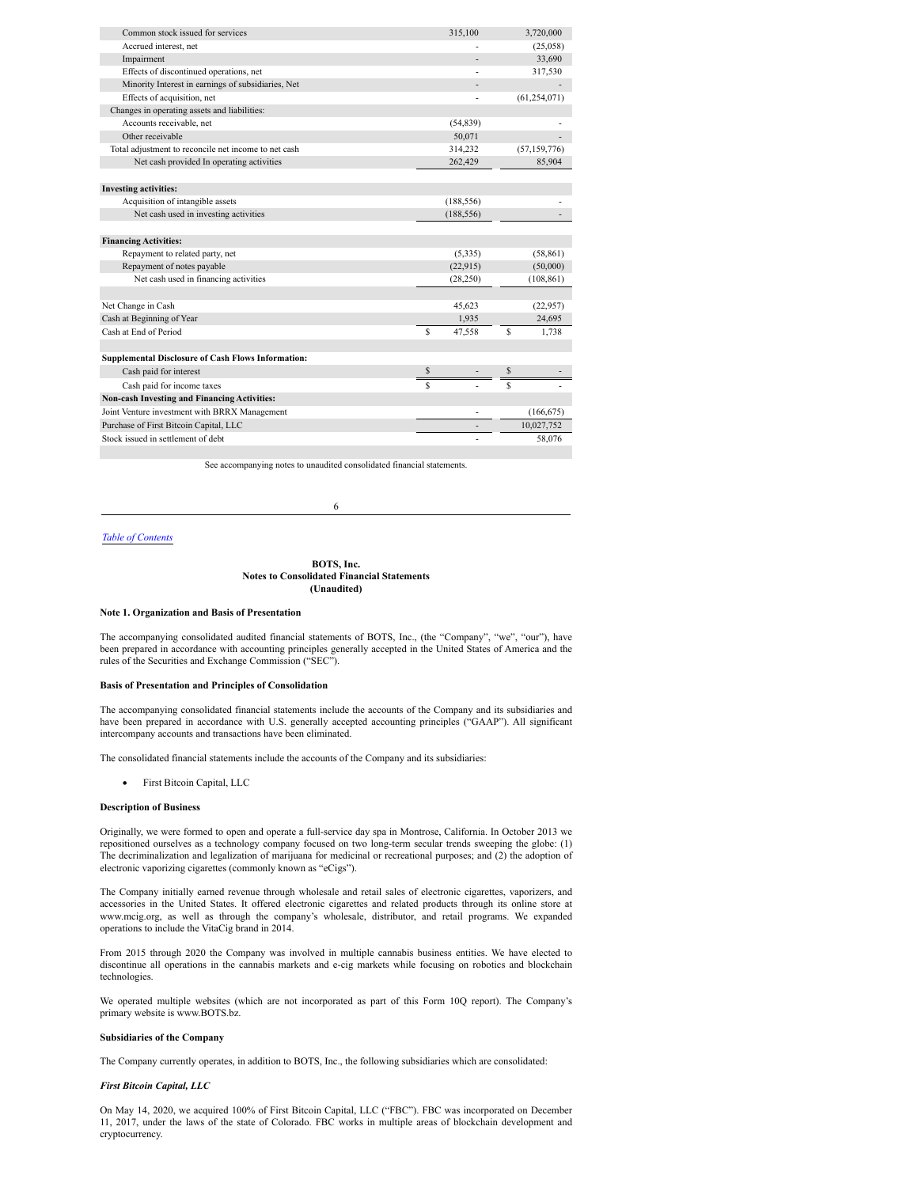| | | |
|---|---|---|
| Common stock issued for services | 315,100 | 3,720,000 |
| Accrued interest, net | - | (25,058) |
| Impairment | - | 33,690 |
| Effects of discontinued operations, net | - | 317,530 |
| Minority Interest in earnings of subsidiaries, Net | - | - |
| Effects of acquisition, net | - | (61,254,071) |
| Changes in operating assets and liabilities: | | |
| Accounts receivable, net | (54,839) | - |
| Other receivable | 50,071 | - |
| Total adjustment to reconcile net income to net cash | 314,232 | (57,159,776) |
| Net cash provided In operating activities | 262,429 | 85,904 |
| | | |
| **Investing activities:** | | |
| Acquisition of intangible assets | (188,556) | - |
| Net cash used in investing activities | (188,556) | - |
| | | |
| **Financing Activities:** | | |
| Repayment to related party, net | (5,335) | (58,861) |
| Repayment of notes payable | (22,915) | (50,000) |
| Net cash used in financing activities | (28,250) | (108,861) |
| | | |
| Net Change in Cash | 45,623 | (22,957) |
| Cash at Beginning of Year | 1,935 | 24,695 |
| Cash at End of Period | $ 47,558 | $ 1,738 |
| | | |
| **Supplemental Disclosure of Cash Flows Information:** | | |
| Cash paid for interest | $ - | $ - |
| Cash paid for income taxes | $ - | $ - |
| **Non-cash Investing and Financing Activities:** | | |
| Joint Venture investment with BRRX Management | - | (166,675) |
| Purchase of First Bitcoin Capital, LLC | - | 10,027,752 |
| Stock issued in settlement of debt | - | 58,076 |

See accompanying notes to unaudited consolidated financial statements.

*Table of Contents*

**BOTS, Inc.**
**Notes to Consolidated Financial Statements**
**(Unaudited)**

### Note 1. Organization and Basis of Presentation

The accompanying consolidated audited financial statements of BOTS, Inc., (the "Company", "we", "our"), have been prepared in accordance with accounting principles generally accepted in the United States of America and the rules of the Securities and Exchange Commission ("SEC").

### Basis of Presentation and Principles of Consolidation

The accompanying consolidated financial statements include the accounts of the Company and its subsidiaries and have been prepared in accordance with U.S. generally accepted accounting principles ("GAAP"). All significant intercompany accounts and transactions have been eliminated.

The consolidated financial statements include the accounts of the Company and its subsidiaries:

- First Bitcoin Capital, LLC

### Description of Business

Originally, we were formed to open and operate a full-service day spa in Montrose, California. In October 2013 we repositioned ourselves as a technology company focused on two long-term secular trends sweeping the globe: (1) The decriminalization and legalization of marijuana for medicinal or recreational purposes; and (2) the adoption of electronic vaporizing cigarettes (commonly known as "eCigs").

The Company initially earned revenue through wholesale and retail sales of electronic cigarettes, vaporizers, and accessories in the United States. It offered electronic cigarettes and related products through its online store at www.mcig.org, as well as through the company's wholesale, distributor, and retail programs. We expanded operations to include the VitaCig brand in 2014.

From 2015 through 2020 the Company was involved in multiple cannabis business entities. We have elected to discontinue all operations in the cannabis markets and e-cig markets while focusing on robotics and blockchain technologies.

We operated multiple websites (which are not incorporated as part of this Form 10Q report). The Company's primary website is www.BOTS.bz.

### Subsidiaries of the Company

The Company currently operates, in addition to BOTS, Inc., the following subsidiaries which are consolidated:

#### *First Bitcoin Capital, LLC*

On May 14, 2020, we acquired 100% of First Bitcoin Capital, LLC ("FBC"). FBC was incorporated on December 11, 2017, under the laws of the state of Colorado. FBC works in multiple areas of blockchain development and cryptocurrency.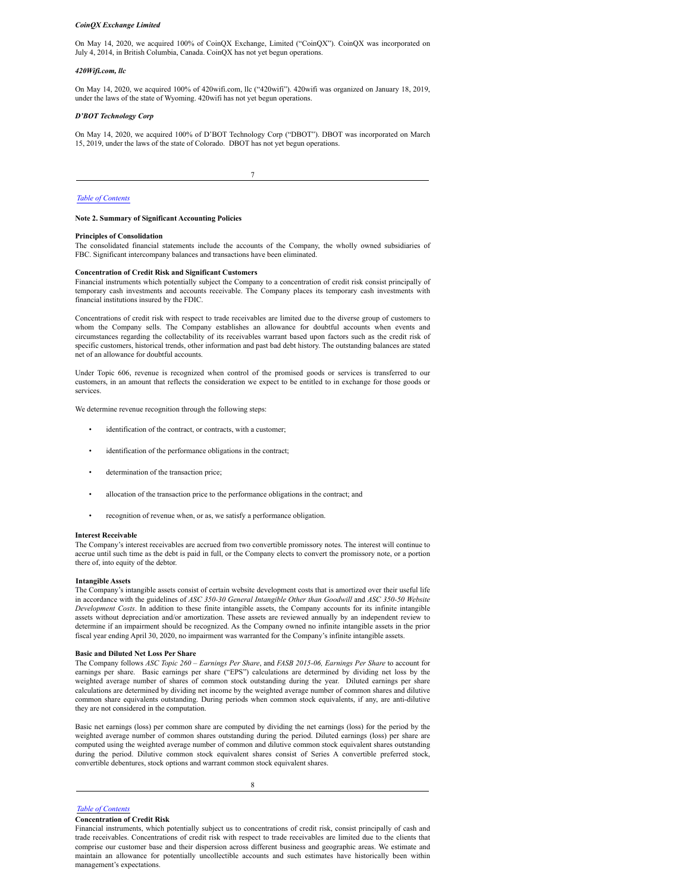***CoinQX Exchange Limited***

On May 14, 2020, we acquired 100% of CoinQX Exchange, Limited ("CoinQX"). CoinQX was incorporated on July 4, 2014, in British Columbia, Canada. CoinQX has not yet begun operations.

***420Wifi.com, llc***

On May 14, 2020, we acquired 100% of 420wifi.com, llc ("420wifi"). 420wifi was organized on January 18, 2019, under the laws of the state of Wyoming. 420wifi has not yet begun operations.

***D'BOT Technology Corp***

On May 14, 2020, we acquired 100% of D'BOT Technology Corp ("DBOT"). DBOT was incorporated on March 15, 2019, under the laws of the state of Colorado. DBOT has not yet begun operations.

**Note 2. Summary of Significant Accounting Policies**

**Principles of Consolidation**

The consolidated financial statements include the accounts of the Company, the wholly owned subsidiaries of FBC. Significant intercompany balances and transactions have been eliminated.

**Concentration of Credit Risk and Significant Customers**

Financial instruments which potentially subject the Company to a concentration of credit risk consist principally of temporary cash investments and accounts receivable. The Company places its temporary cash investments with financial institutions insured by the FDIC.

Concentrations of credit risk with respect to trade receivables are limited due to the diverse group of customers to whom the Company sells. The Company establishes an allowance for doubtful accounts when events and circumstances regarding the collectability of its receivables warrant based upon factors such as the credit risk of specific customers, historical trends, other information and past bad debt history. The outstanding balances are stated net of an allowance for doubtful accounts.

Under Topic 606, revenue is recognized when control of the promised goods or services is transferred to our customers, in an amount that reflects the consideration we expect to be entitled to in exchange for those goods or services.

We determine revenue recognition through the following steps:

- identification of the contract, or contracts, with a customer;
- identification of the performance obligations in the contract;
- determination of the transaction price;
- allocation of the transaction price to the performance obligations in the contract; and
- recognition of revenue when, or as, we satisfy a performance obligation.

**Interest Receivable**

The Company's interest receivables are accrued from two convertible promissory notes. The interest will continue to accrue until such time as the debt is paid in full, or the Company elects to convert the promissory note, or a portion there of, into equity of the debtor.

**Intangible Assets**

The Company's intangible assets consist of certain website development costs that is amortized over their useful life in accordance with the guidelines of *ASC 350-30 General Intangible Other than Goodwill* and *ASC 350-50 Website Development Costs*. In addition to these finite intangible assets, the Company accounts for its infinite intangible assets without depreciation and/or amortization. These assets are reviewed annually by an independent review to determine if an impairment should be recognized. As the Company owned no infinite intangible assets in the prior fiscal year ending April 30, 2020, no impairment was warranted for the Company's infinite intangible assets.

**Basic and Diluted Net Loss Per Share**

The Company follows *ASC Topic 260 – Earnings Per Share*, and *FASB 2015-06, Earnings Per Share* to account for earnings per share. Basic earnings per share ("EPS") calculations are determined by dividing net loss by the weighted average number of shares of common stock outstanding during the year. Diluted earnings per share calculations are determined by dividing net income by the weighted average number of common shares and dilutive common share equivalents outstanding. During periods when common stock equivalents, if any, are anti-dilutive they are not considered in the computation.

Basic net earnings (loss) per common share are computed by dividing the net earnings (loss) for the period by the weighted average number of common shares outstanding during the period. Diluted earnings (loss) per share are computed using the weighted average number of common and dilutive common stock equivalent shares outstanding during the period. Dilutive common stock equivalent shares consist of Series A convertible preferred stock, convertible debentures, stock options and warrant common stock equivalent shares.

**Concentration of Credit Risk**

Financial instruments, which potentially subject us to concentrations of credit risk, consist principally of cash and trade receivables. Concentrations of credit risk with respect to trade receivables are limited due to the clients that comprise our customer base and their dispersion across different business and geographic areas. We estimate and maintain an allowance for potentially uncollectible accounts and such estimates have historically been within management's expectations.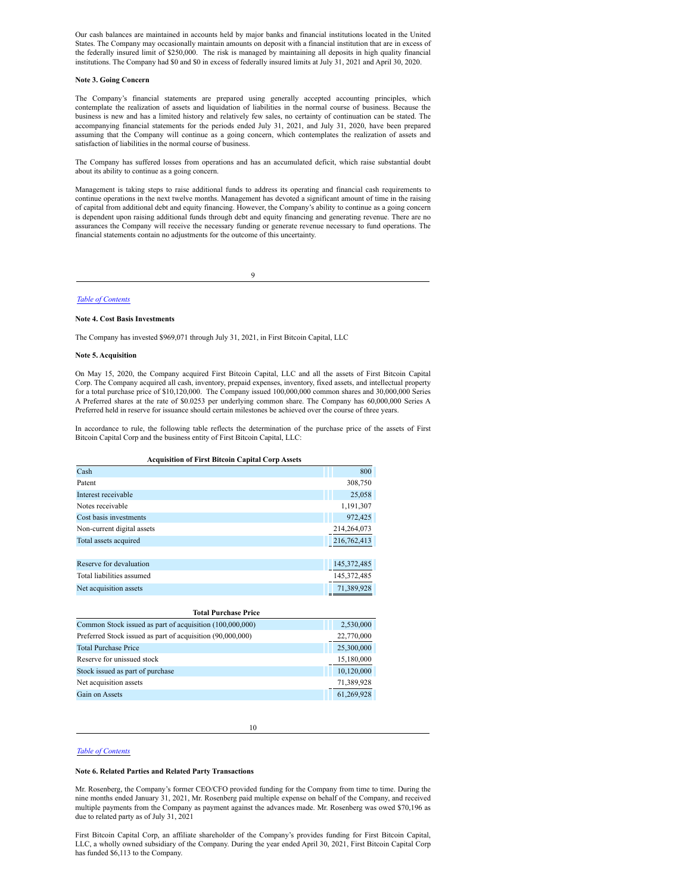Our cash balances are maintained in accounts held by major banks and financial institutions located in the United States. The Company may occasionally maintain amounts on deposit with a financial institution that are in excess of the federally insured limit of $250,000. The risk is managed by maintaining all deposits in high quality financial institutions. The Company had $0 and $0 in excess of federally insured limits at July 31, 2021 and April 30, 2020.

**Note 3. Going Concern**

The Company's financial statements are prepared using generally accepted accounting principles, which contemplate the realization of assets and liquidation of liabilities in the normal course of business. Because the business is new and has a limited history and relatively few sales, no certainty of continuation can be stated. The accompanying financial statements for the periods ended July 31, 2021, and July 31, 2020, have been prepared assuming that the Company will continue as a going concern, which contemplates the realization of assets and satisfaction of liabilities in the normal course of business.

The Company has suffered losses from operations and has an accumulated deficit, which raise substantial doubt about its ability to continue as a going concern.

Management is taking steps to raise additional funds to address its operating and financial cash requirements to continue operations in the next twelve months. Management has devoted a significant amount of time in the raising of capital from additional debt and equity financing. However, the Company's ability to continue as a going concern is dependent upon raising additional funds through debt and equity financing and generating revenue. There are no assurances the Company will receive the necessary funding or generate revenue necessary to fund operations. The financial statements contain no adjustments for the outcome of this uncertainty.

*Table of Contents*

**Note 4. Cost Basis Investments**

The Company has invested $969,071 through July 31, 2021, in First Bitcoin Capital, LLC

**Note 5. Acquisition**

On May 15, 2020, the Company acquired First Bitcoin Capital, LLC and all the assets of First Bitcoin Capital Corp. The Company acquired all cash, inventory, prepaid expenses, inventory, fixed assets, and intellectual property for a total purchase price of $10,120,000. The Company issued 100,000,000 common shares and 30,000,000 Series A Preferred shares at the rate of $0.0253 per underlying common share. The Company has 60,000,000 Series A Preferred held in reserve for issuance should certain milestones be achieved over the course of three years.

In accordance to rule, the following table reflects the determination of the purchase price of the assets of First Bitcoin Capital Corp and the business entity of First Bitcoin Capital, LLC:

| **Acquisition of First Bitcoin Capital Corp Assets** | |
|---|---|
| Cash | 800 |
| Patent | 308,750 |
| Interest receivable | 25,058 |
| Notes receivable | 1,191,307 |
| Cost basis investments | 972,425 |
| Non-current digital assets | 214,264,073 |
| Total assets acquired | 216,762,413 |
| | |
| Reserve for devaluation | 145,372,485 |
| Total liabilities assumed | 145,372,485 |
| Net acquisition assets | 71,389,928 |

| **Total Purchase Price** | |
|---|---|
| Common Stock issued as part of acquisition (100,000,000) | 2,530,000 |
| Preferred Stock issued as part of acquisition (90,000,000) | 22,770,000 |
| Total Purchase Price | 25,300,000 |
| Reserve for unissued stock | 15,180,000 |
| Stock issued as part of purchase | 10,120,000 |
| Net acquisition assets | 71,389,928 |
| Gain on Assets | 61,269,928 |

*Table of Contents*

**Note 6. Related Parties and Related Party Transactions**

Mr. Rosenberg, the Company's former CEO/CFO provided funding for the Company from time to time. During the nine months ended January 31, 2021, Mr. Rosenberg paid multiple expense on behalf of the Company, and received multiple payments from the Company as payment against the advances made. Mr. Rosenberg was owed $70,196 as due to related party as of July 31, 2021

First Bitcoin Capital Corp, an affiliate shareholder of the Company's provides funding for First Bitcoin Capital, LLC, a wholly owned subsidiary of the Company. During the year ended April 30, 2021, First Bitcoin Capital Corp has funded $6,113 to the Company.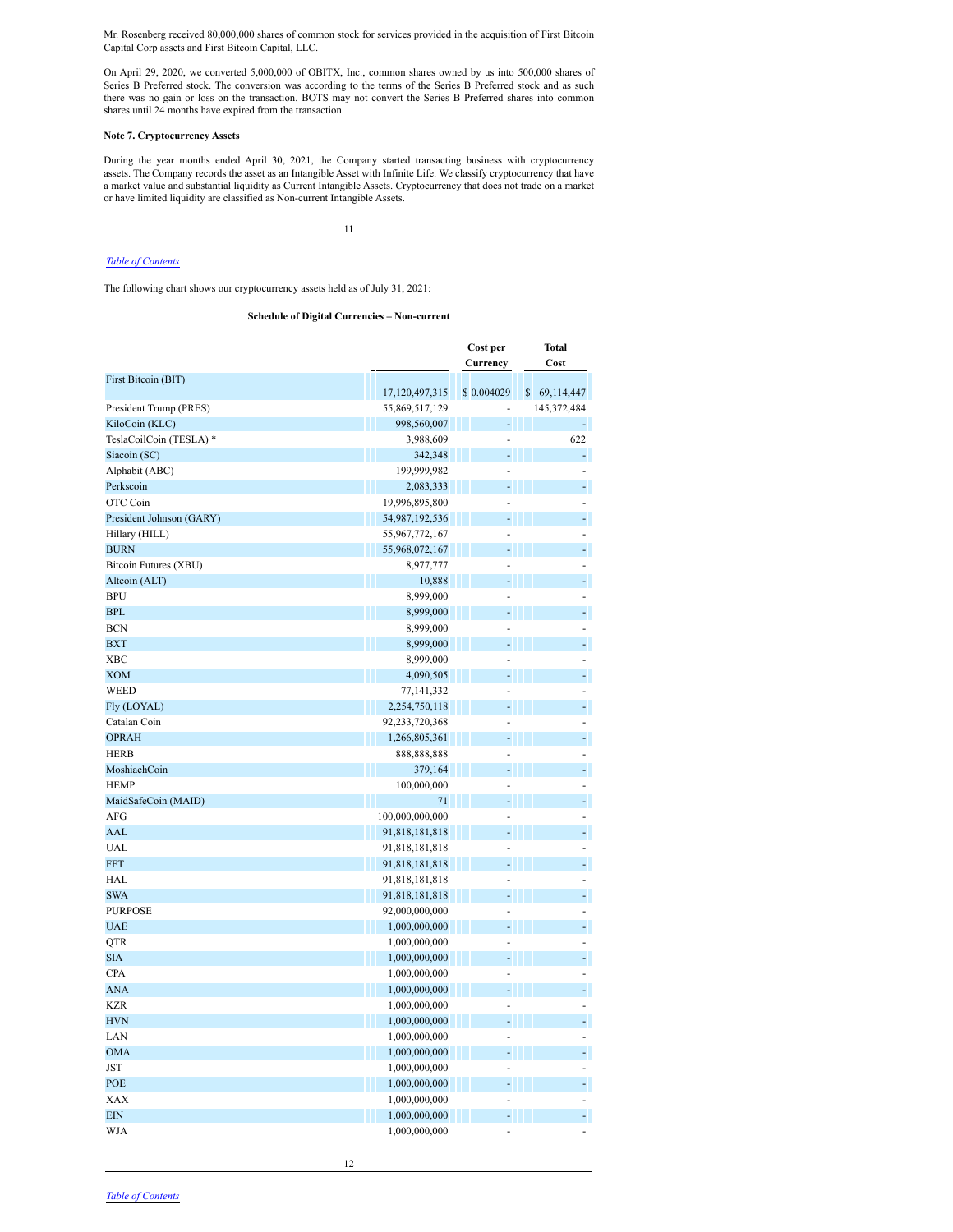Mr. Rosenberg received 80,000,000 shares of common stock for services provided in the acquisition of First Bitcoin Capital Corp assets and First Bitcoin Capital, LLC.

On April 29, 2020, we converted 5,000,000 of OBITX, Inc., common shares owned by us into 500,000 shares of Series B Preferred stock. The conversion was according to the terms of the Series B Preferred stock and as such there was no gain or loss on the transaction. BOTS may not convert the Series B Preferred shares into common shares until 24 months have expired from the transaction.

**Note 7. Cryptocurrency Assets**

During the year months ended April 30, 2021, the Company started transacting business with cryptocurrency assets. The Company records the asset as an Intangible Asset with Infinite Life. We classify cryptocurrency that have a market value and substantial liquidity as Current Intangible Assets. Cryptocurrency that does not trade on a market or have limited liquidity are classified as Non-current Intangible Assets.

*Table of Contents*

The following chart shows our cryptocurrency assets held as of July 31, 2021:

**Schedule of Digital Currencies – Non-current**

| | | Cost per Currency | Total Cost |
|---|---|---|---|
| First Bitcoin (BIT) | 17,120,497,315 | $ 0.004029 | $ 69,114,447 |
| President Trump (PRES) | 55,869,517,129 | - | 145,372,484 |
| KiloCoin (KLC) | 998,560,007 | - | - |
| TeslaCoilCoin (TESLA) * | 3,988,609 | - | 622 |
| Siacoin (SC) | 342,348 | - | - |
| Alphabit (ABC) | 199,999,982 | - | - |
| Perkscoin | 2,083,333 | - | - |
| OTC Coin | 19,996,895,800 | - | - |
| President Johnson (GARY) | 54,987,192,536 | - | - |
| Hillary (HILL) | 55,967,772,167 | - | - |
| BURN | 55,968,072,167 | - | - |
| Bitcoin Futures (XBU) | 8,977,777 | - | - |
| Altcoin (ALT) | 10,888 | - | - |
| BPU | 8,999,000 | - | - |
| BPL | 8,999,000 | - | - |
| BCN | 8,999,000 | - | - |
| BXT | 8,999,000 | - | - |
| XBC | 8,999,000 | - | - |
| XOM | 4,090,505 | - | - |
| WEED | 77,141,332 | - | - |
| Fly (LOYAL) | 2,254,750,118 | - | - |
| Catalan Coin | 92,233,720,368 | - | - |
| OPRAH | 1,266,805,361 | - | - |
| HERB | 888,888,888 | - | - |
| MoshiachCoin | 379,164 | - | - |
| HEMP | 100,000,000 | - | - |
| MaidSafeCoin (MAID) | 71 | - | - |
| AFG | 100,000,000,000 | - | - |
| AAL | 91,818,181,818 | - | - |
| UAL | 91,818,181,818 | - | - |
| FFT | 91,818,181,818 | - | - |
| HAL | 91,818,181,818 | - | - |
| SWA | 91,818,181,818 | - | - |
| PURPOSE | 92,000,000,000 | - | - |
| UAE | 1,000,000,000 | - | - |
| QTR | 1,000,000,000 | - | - |
| SIA | 1,000,000,000 | - | - |
| CPA | 1,000,000,000 | - | - |
| ANA | 1,000,000,000 | - | - |
| KZR | 1,000,000,000 | - | - |
| HVN | 1,000,000,000 | - | - |
| LAN | 1,000,000,000 | - | - |
| OMA | 1,000,000,000 | - | - |
| JST | 1,000,000,000 | - | - |
| POE | 1,000,000,000 | - | - |
| XAX | 1,000,000,000 | - | - |
| EIN | 1,000,000,000 | - | - |
| WJA | 1,000,000,000 | - | - |

*Table of Contents*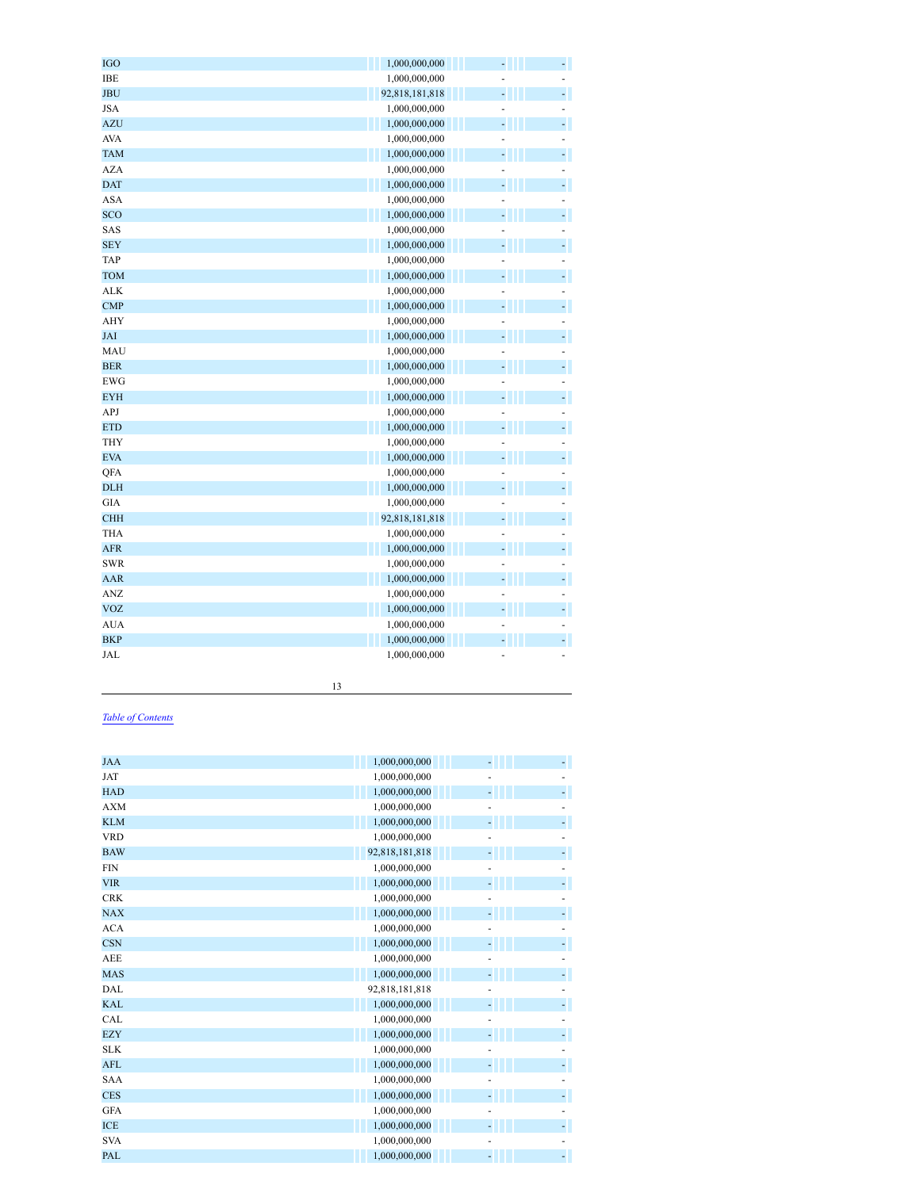| | | | |
|---|---|---|---|
| IGO | 1,000,000,000 | - | - |
| IBE | 1,000,000,000 | - | - |
| JBU | 92,818,181,818 | - | - |
| JSA | 1,000,000,000 | - | - |
| AZU | 1,000,000,000 | - | - |
| AVA | 1,000,000,000 | - | - |
| TAM | 1,000,000,000 | - | - |
| AZA | 1,000,000,000 | - | - |
| DAT | 1,000,000,000 | - | - |
| ASA | 1,000,000,000 | - | - |
| SCO | 1,000,000,000 | - | - |
| SAS | 1,000,000,000 | - | - |
| SEY | 1,000,000,000 | - | - |
| TAP | 1,000,000,000 | - | - |
| TOM | 1,000,000,000 | - | - |
| ALK | 1,000,000,000 | - | - |
| CMP | 1,000,000,000 | - | - |
| AHY | 1,000,000,000 | - | - |
| JAI | 1,000,000,000 | - | - |
| MAU | 1,000,000,000 | - | - |
| BER | 1,000,000,000 | - | - |
| EWG | 1,000,000,000 | - | - |
| EYH | 1,000,000,000 | - | - |
| APJ | 1,000,000,000 | - | - |
| ETD | 1,000,000,000 | - | - |
| THY | 1,000,000,000 | - | - |
| EVA | 1,000,000,000 | - | - |
| QFA | 1,000,000,000 | - | - |
| DLH | 1,000,000,000 | - | - |
| GIA | 1,000,000,000 | - | - |
| CHH | 92,818,181,818 | - | - |
| THA | 1,000,000,000 | - | - |
| AFR | 1,000,000,000 | - | - |
| SWR | 1,000,000,000 | - | - |
| AAR | 1,000,000,000 | - | - |
| ANZ | 1,000,000,000 | - | - |
| VOZ | 1,000,000,000 | - | - |
| AUA | 1,000,000,000 | - | - |
| BKP | 1,000,000,000 | - | - |
| JAL | 1,000,000,000 | - | - |

[Table of Contents](#)

| | | | |
|---|---|---|---|
| JAA | 1,000,000,000 | - | - |
| JAT | 1,000,000,000 | - | - |
| HAD | 1,000,000,000 | - | - |
| AXM | 1,000,000,000 | - | - |
| KLM | 1,000,000,000 | - | - |
| VRD | 1,000,000,000 | - | - |
| BAW | 92,818,181,818 | - | - |
| FIN | 1,000,000,000 | - | - |
| VIR | 1,000,000,000 | - | - |
| CRK | 1,000,000,000 | - | - |
| NAX | 1,000,000,000 | - | - |
| ACA | 1,000,000,000 | - | - |
| CSN | 1,000,000,000 | - | - |
| AEE | 1,000,000,000 | - | - |
| MAS | 1,000,000,000 | - | - |
| DAL | 92,818,181,818 | - | - |
| KAL | 1,000,000,000 | - | - |
| CAL | 1,000,000,000 | - | - |
| EZY | 1,000,000,000 | - | - |
| SLK | 1,000,000,000 | - | - |
| AFL | 1,000,000,000 | - | - |
| SAA | 1,000,000,000 | - | - |
| CES | 1,000,000,000 | - | - |
| GFA | 1,000,000,000 | - | - |
| ICE | 1,000,000,000 | - | - |
| SVA | 1,000,000,000 | - | - |
| PAL | 1,000,000,000 | - | - |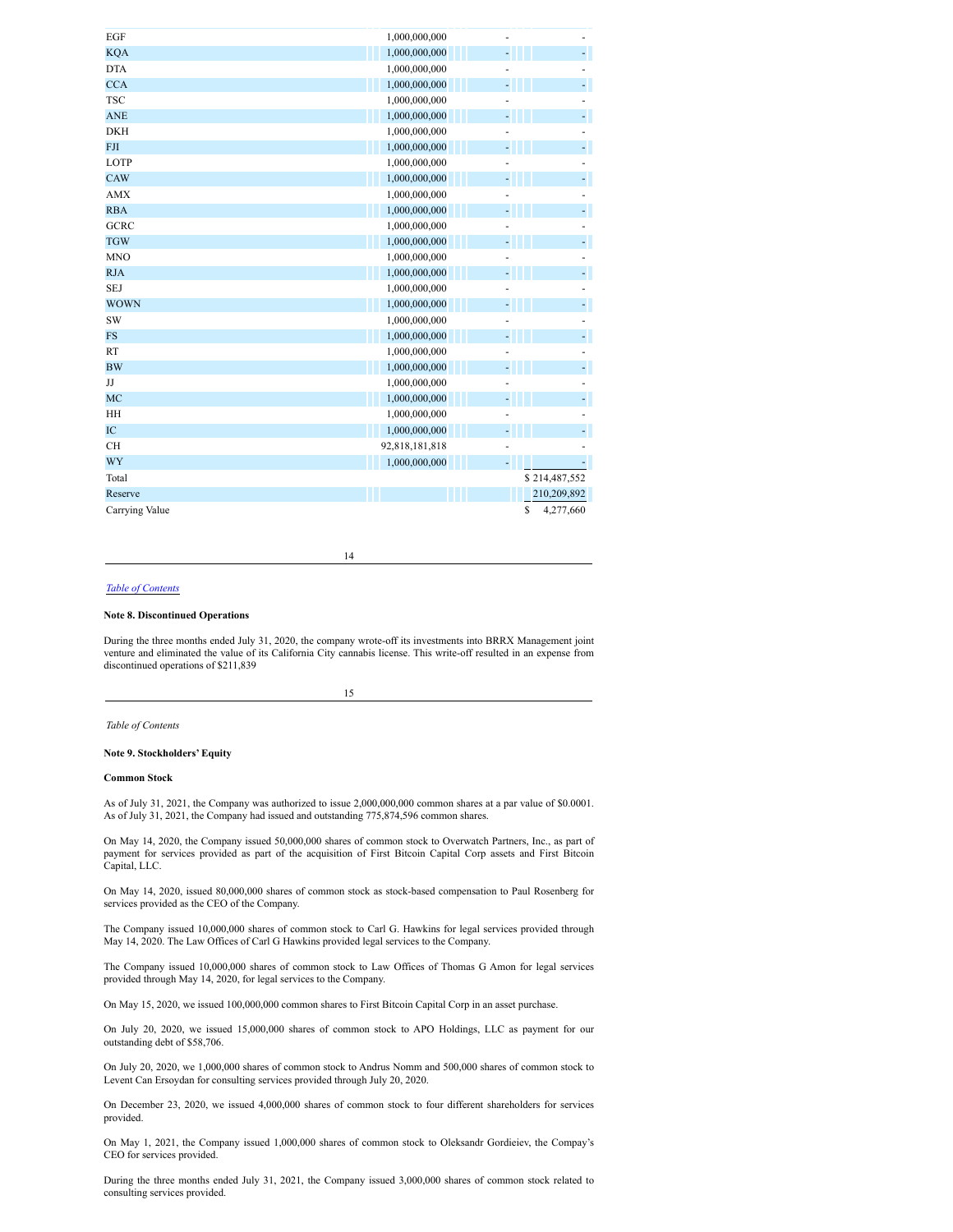| | | | |
|---|---|---|---|
| EGF | 1,000,000,000 | - | - |
| KQA | 1,000,000,000 | - | - |
| DTA | 1,000,000,000 | - | - |
| CCA | 1,000,000,000 | - | - |
| TSC | 1,000,000,000 | - | - |
| ANE | 1,000,000,000 | - | - |
| DKH | 1,000,000,000 | - | - |
| FJI | 1,000,000,000 | - | - |
| LOTP | 1,000,000,000 | - | - |
| CAW | 1,000,000,000 | - | - |
| AMX | 1,000,000,000 | - | - |
| RBA | 1,000,000,000 | - | - |
| GCRC | 1,000,000,000 | - | - |
| TGW | 1,000,000,000 | - | - |
| MNO | 1,000,000,000 | - | - |
| RJA | 1,000,000,000 | - | - |
| SEJ | 1,000,000,000 | - | - |
| WOWN | 1,000,000,000 | - | - |
| SW | 1,000,000,000 | - | - |
| FS | 1,000,000,000 | - | - |
| RT | 1,000,000,000 | - | - |
| BW | 1,000,000,000 | - | - |
| JJ | 1,000,000,000 | - | - |
| MC | 1,000,000,000 | - | - |
| HH | 1,000,000,000 | - | - |
| IC | 1,000,000,000 | - | - |
| CH | 92,818,181,818 | - | - |
| WY | 1,000,000,000 | - | - |
| Total | | | $ 214,487,552 |
| Reserve | | | 210,209,892 |
| Carrying Value | | | $ 4,277,660 |

*Table of Contents*

**Note 8. Discontinued Operations**

During the three months ended July 31, 2020, the company wrote-off its investments into BRRX Management joint venture and eliminated the value of its California City cannabis license. This write-off resulted in an expense from discontinued operations of $211,839

*Table of Contents*

**Note 9. Stockholders' Equity**

**Common Stock**

As of July 31, 2021, the Company was authorized to issue 2,000,000,000 common shares at a par value of $0.0001. As of July 31, 2021, the Company had issued and outstanding 775,874,596 common shares.

On May 14, 2020, the Company issued 50,000,000 shares of common stock to Overwatch Partners, Inc., as part of payment for services provided as part of the acquisition of First Bitcoin Capital Corp assets and First Bitcoin Capital, LLC.

On May 14, 2020, issued 80,000,000 shares of common stock as stock-based compensation to Paul Rosenberg for services provided as the CEO of the Company.

The Company issued 10,000,000 shares of common stock to Carl G. Hawkins for legal services provided through May 14, 2020. The Law Offices of Carl G Hawkins provided legal services to the Company.

The Company issued 10,000,000 shares of common stock to Law Offices of Thomas G Amon for legal services provided through May 14, 2020, for legal services to the Company.

On May 15, 2020, we issued 100,000,000 common shares to First Bitcoin Capital Corp in an asset purchase.

On July 20, 2020, we issued 15,000,000 shares of common stock to APO Holdings, LLC as payment for our outstanding debt of $58,706.

On July 20, 2020, we 1,000,000 shares of common stock to Andrus Nomm and 500,000 shares of common stock to Levent Can Ersoydan for consulting services provided through July 20, 2020.

On December 23, 2020, we issued 4,000,000 shares of common stock to four different shareholders for services provided.

On May 1, 2021, the Company issued 1,000,000 shares of common stock to Oleksandr Gordieiev, the Compay's CEO for services provided.

During the three months ended July 31, 2021, the Company issued 3,000,000 shares of common stock related to consulting services provided.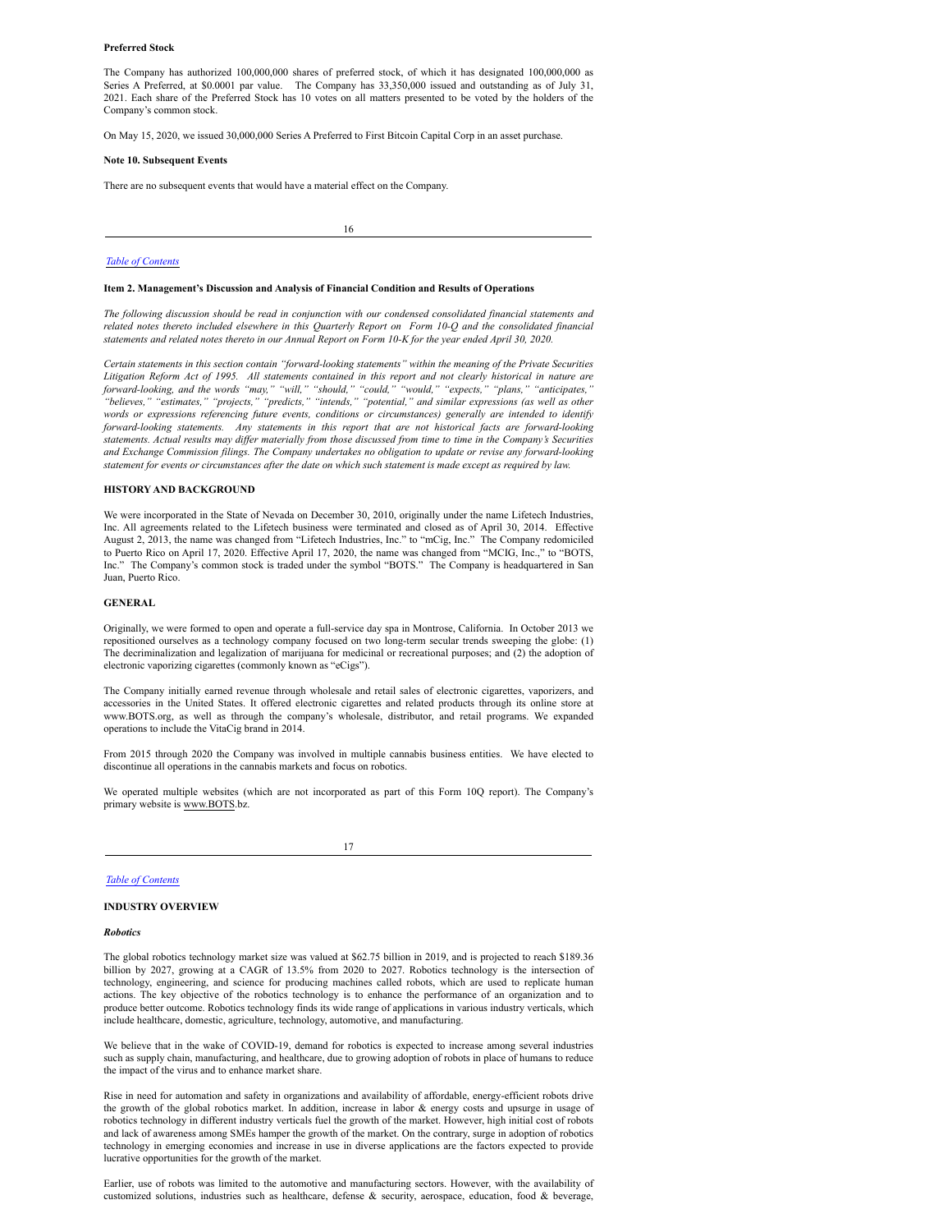**Preferred Stock**

The Company has authorized 100,000,000 shares of preferred stock, of which it has designated 100,000,000 as Series A Preferred, at $0.0001 par value. The Company has 33,350,000 issued and outstanding as of July 31, 2021. Each share of the Preferred Stock has 10 votes on all matters presented to be voted by the holders of the Company's common stock.

On May 15, 2020, we issued 30,000,000 Series A Preferred to First Bitcoin Capital Corp in an asset purchase.

**Note 10. Subsequent Events**

There are no subsequent events that would have a material effect on the Company.

[Table of Contents](#)

**Item 2. Management's Discussion and Analysis of Financial Condition and Results of Operations**

*The following discussion should be read in conjunction with our condensed consolidated financial statements and related notes thereto included elsewhere in this Quarterly Report on Form 10-Q and the consolidated financial statements and related notes thereto in our Annual Report on Form 10-K for the year ended April 30, 2020.*

*Certain statements in this section contain "forward-looking statements" within the meaning of the Private Securities Litigation Reform Act of 1995. All statements contained in this report and not clearly historical in nature are forward-looking, and the words "may," "will," "should," "could," "would," "expects," "plans," "anticipates," "believes," "estimates," "projects," "predicts," "intends," "potential," and similar expressions (as well as other words or expressions referencing future events, conditions or circumstances) generally are intended to identify forward-looking statements. Any statements in this report that are not historical facts are forward-looking statements. Actual results may differ materially from those discussed from time to time in the Company's Securities and Exchange Commission filings. The Company undertakes no obligation to update or revise any forward-looking statement for events or circumstances after the date on which such statement is made except as required by law.*

**HISTORY AND BACKGROUND**

We were incorporated in the State of Nevada on December 30, 2010, originally under the name Lifetech Industries, Inc. All agreements related to the Lifetech business were terminated and closed as of April 30, 2014. Effective August 2, 2013, the name was changed from "Lifetech Industries, Inc." to "mCig, Inc." The Company redomiciled to Puerto Rico on April 17, 2020. Effective April 17, 2020, the name was changed from "MCIG, Inc.," to "BOTS, Inc." The Company's common stock is traded under the symbol "BOTS." The Company is headquartered in San Juan, Puerto Rico.

**GENERAL**

Originally, we were formed to open and operate a full-service day spa in Montrose, California. In October 2013 we repositioned ourselves as a technology company focused on two long-term secular trends sweeping the globe: (1) The decriminalization and legalization of marijuana for medicinal or recreational purposes; and (2) the adoption of electronic vaporizing cigarettes (commonly known as "eCigs").

The Company initially earned revenue through wholesale and retail sales of electronic cigarettes, vaporizers, and accessories in the United States. It offered electronic cigarettes and related products through its online store at www.BOTS.org, as well as through the company's wholesale, distributor, and retail programs. We expanded operations to include the VitaCig brand in 2014.

From 2015 through 2020 the Company was involved in multiple cannabis business entities. We have elected to discontinue all operations in the cannabis markets and focus on robotics.

We operated multiple websites (which are not incorporated as part of this Form 10Q report). The Company's primary website is www.BOTS.bz.

[Table of Contents](#)

**INDUSTRY OVERVIEW**

***Robotics***

The global robotics technology market size was valued at $62.75 billion in 2019, and is projected to reach $189.36 billion by 2027, growing at a CAGR of 13.5% from 2020 to 2027. Robotics technology is the intersection of technology, engineering, and science for producing machines called robots, which are used to replicate human actions. The key objective of the robotics technology is to enhance the performance of an organization and to produce better outcome. Robotics technology finds its wide range of applications in various industry verticals, which include healthcare, domestic, agriculture, technology, automotive, and manufacturing.

We believe that in the wake of COVID-19, demand for robotics is expected to increase among several industries such as supply chain, manufacturing, and healthcare, due to growing adoption of robots in place of humans to reduce the impact of the virus and to enhance market share.

Rise in need for automation and safety in organizations and availability of affordable, energy-efficient robots drive the growth of the global robotics market. In addition, increase in labor & energy costs and upsurge in usage of robotics technology in different industry verticals fuel the growth of the market. However, high initial cost of robots and lack of awareness among SMEs hamper the growth of the market. On the contrary, surge in adoption of robotics technology in emerging economies and increase in use in diverse applications are the factors expected to provide lucrative opportunities for the growth of the market.

Earlier, use of robots was limited to the automotive and manufacturing sectors. However, with the availability of customized solutions, industries such as healthcare, defense & security, aerospace, education, food & beverage,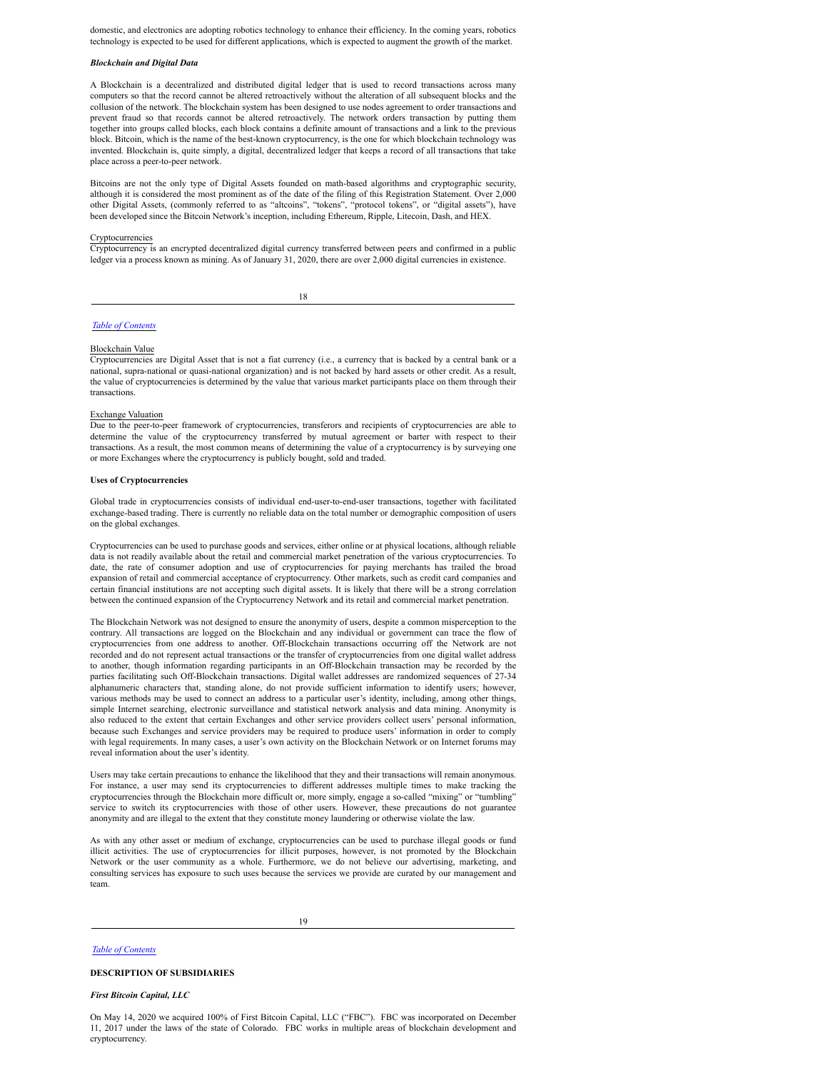domestic, and electronics are adopting robotics technology to enhance their efficiency. In the coming years, robotics technology is expected to be used for different applications, which is expected to augment the growth of the market.

***Blockchain and Digital Data***

A Blockchain is a decentralized and distributed digital ledger that is used to record transactions across many computers so that the record cannot be altered retroactively without the alteration of all subsequent blocks and the collusion of the network. The blockchain system has been designed to use nodes agreement to order transactions and prevent fraud so that records cannot be altered retroactively. The network orders transaction by putting them together into groups called blocks, each block contains a definite amount of transactions and a link to the previous block. Bitcoin, which is the name of the best-known cryptocurrency, is the one for which blockchain technology was invented. Blockchain is, quite simply, a digital, decentralized ledger that keeps a record of all transactions that take place across a peer-to-peer network.

Bitcoins are not the only type of Digital Assets founded on math-based algorithms and cryptographic security, although it is considered the most prominent as of the date of the filing of this Registration Statement. Over 2,000 other Digital Assets, (commonly referred to as "altcoins", "tokens", "protocol tokens", or "digital assets"), have been developed since the Bitcoin Network's inception, including Ethereum, Ripple, Litecoin, Dash, and HEX.

Cryptocurrencies

Cryptocurrency is an encrypted decentralized digital currency transferred between peers and confirmed in a public ledger via a process known as mining. As of January 31, 2020, there are over 2,000 digital currencies in existence.

Blockchain Value

Cryptocurrencies are Digital Asset that is not a fiat currency (i.e., a currency that is backed by a central bank or a national, supra-national or quasi-national organization) and is not backed by hard assets or other credit. As a result, the value of cryptocurrencies is determined by the value that various market participants place on them through their transactions.

Exchange Valuation

Due to the peer-to-peer framework of cryptocurrencies, transferors and recipients of cryptocurrencies are able to determine the value of the cryptocurrency transferred by mutual agreement or barter with respect to their transactions. As a result, the most common means of determining the value of a cryptocurrency is by surveying one or more Exchanges where the cryptocurrency is publicly bought, sold and traded.

**Uses of Cryptocurrencies**

Global trade in cryptocurrencies consists of individual end-user-to-end-user transactions, together with facilitated exchange-based trading. There is currently no reliable data on the total number or demographic composition of users on the global exchanges.

Cryptocurrencies can be used to purchase goods and services, either online or at physical locations, although reliable data is not readily available about the retail and commercial market penetration of the various cryptocurrencies. To date, the rate of consumer adoption and use of cryptocurrencies for paying merchants has trailed the broad expansion of retail and commercial acceptance of cryptocurrency. Other markets, such as credit card companies and certain financial institutions are not accepting such digital assets. It is likely that there will be a strong correlation between the continued expansion of the Cryptocurrency Network and its retail and commercial market penetration.

The Blockchain Network was not designed to ensure the anonymity of users, despite a common misperception to the contrary. All transactions are logged on the Blockchain and any individual or government can trace the flow of cryptocurrencies from one address to another. Off-Blockchain transactions occurring off the Network are not recorded and do not represent actual transactions or the transfer of cryptocurrencies from one digital wallet address to another, though information regarding participants in an Off-Blockchain transaction may be recorded by the parties facilitating such Off-Blockchain transactions. Digital wallet addresses are randomized sequences of 27-34 alphanumeric characters that, standing alone, do not provide sufficient information to identify users; however, various methods may be used to connect an address to a particular user's identity, including, among other things, simple Internet searching, electronic surveillance and statistical network analysis and data mining. Anonymity is also reduced to the extent that certain Exchanges and other service providers collect users' personal information, because such Exchanges and service providers may be required to produce users' information in order to comply with legal requirements. In many cases, a user's own activity on the Blockchain Network or on Internet forums may reveal information about the user's identity.

Users may take certain precautions to enhance the likelihood that they and their transactions will remain anonymous. For instance, a user may send its cryptocurrencies to different addresses multiple times to make tracking the cryptocurrencies through the Blockchain more difficult or, more simply, engage a so-called "mixing" or "tumbling" service to switch its cryptocurrencies with those of other users. However, these precautions do not guarantee anonymity and are illegal to the extent that they constitute money laundering or otherwise violate the law.

As with any other asset or medium of exchange, cryptocurrencies can be used to purchase illegal goods or fund illicit activities. The use of cryptocurrencies for illicit purposes, however, is not promoted by the Blockchain Network or the user community as a whole. Furthermore, we do not believe our advertising, marketing, and consulting services has exposure to such uses because the services we provide are curated by our management and team.

**DESCRIPTION OF SUBSIDIARIES**

***First Bitcoin Capital, LLC***

On May 14, 2020 we acquired 100% of First Bitcoin Capital, LLC ("FBC"). FBC was incorporated on December 11, 2017 under the laws of the state of Colorado. FBC works in multiple areas of blockchain development and cryptocurrency.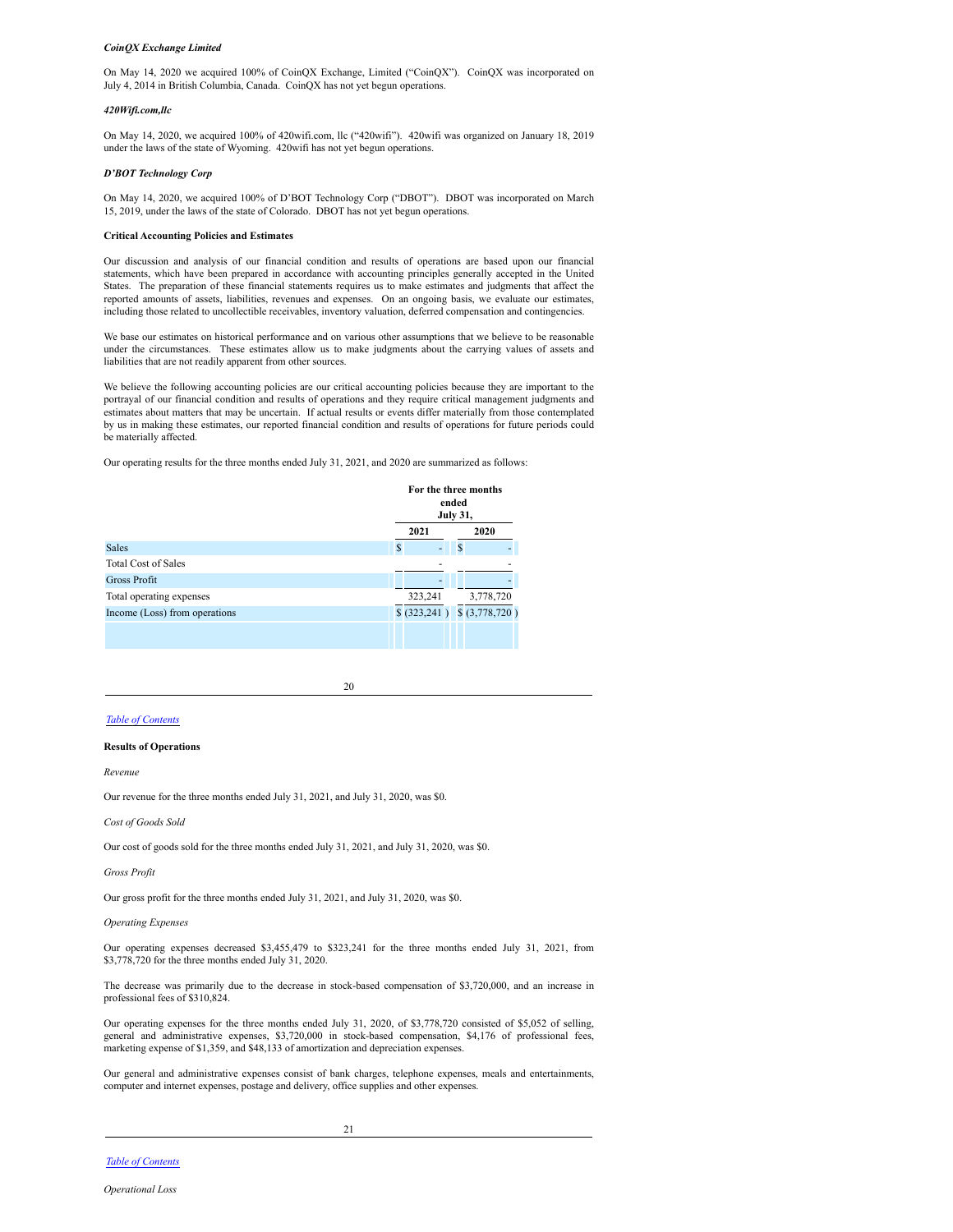*CoinQX Exchange Limited*

On May 14, 2020 we acquired 100% of CoinQX Exchange, Limited ("CoinQX"). CoinQX was incorporated on July 4, 2014 in British Columbia, Canada. CoinQX has not yet begun operations.

*420Wifi.com,llc*

On May 14, 2020, we acquired 100% of 420wifi.com, llc ("420wifi"). 420wifi was organized on January 18, 2019 under the laws of the state of Wyoming. 420wifi has not yet begun operations.

*D'BOT Technology Corp*

On May 14, 2020, we acquired 100% of D'BOT Technology Corp ("DBOT"). DBOT was incorporated on March 15, 2019, under the laws of the state of Colorado. DBOT has not yet begun operations.

**Critical Accounting Policies and Estimates**

Our discussion and analysis of our financial condition and results of operations are based upon our financial statements, which have been prepared in accordance with accounting principles generally accepted in the United States. The preparation of these financial statements requires us to make estimates and judgments that affect the reported amounts of assets, liabilities, revenues and expenses. On an ongoing basis, we evaluate our estimates, including those related to uncollectible receivables, inventory valuation, deferred compensation and contingencies.

We base our estimates on historical performance and on various other assumptions that we believe to be reasonable under the circumstances. These estimates allow us to make judgments about the carrying values of assets and liabilities that are not readily apparent from other sources.

We believe the following accounting policies are our critical accounting policies because they are important to the portrayal of our financial condition and results of operations and they require critical management judgments and estimates about matters that may be uncertain. If actual results or events differ materially from those contemplated by us in making these estimates, our reported financial condition and results of operations for future periods could be materially affected.

Our operating results for the three months ended July 31, 2021, and 2020 are summarized as follows:

| | For the three months ended July 31, | |
|---|---|---|
| | 2021 | 2020 |
| Sales | $ - | $ - |
| Total Cost of Sales | - | - |
| Gross Profit | - | - |
| Total operating expenses | 323,241 | 3,778,720 |
| Income (Loss) from operations | $ (323,241) | $ (3,778,720) |

**Results of Operations**

*Revenue*

Our revenue for the three months ended July 31, 2021, and July 31, 2020, was $0.

*Cost of Goods Sold*

Our cost of goods sold for the three months ended July 31, 2021, and July 31, 2020, was $0.

*Gross Profit*

Our gross profit for the three months ended July 31, 2021, and July 31, 2020, was $0.

*Operating Expenses*

Our operating expenses decreased $3,455,479 to $323,241 for the three months ended July 31, 2021, from $3,778,720 for the three months ended July 31, 2020.

The decrease was primarily due to the decrease in stock-based compensation of $3,720,000, and an increase in professional fees of $310,824.

Our operating expenses for the three months ended July 31, 2020, of $3,778,720 consisted of $5,052 of selling, general and administrative expenses, $3,720,000 in stock-based compensation, $4,176 of professional fees, marketing expense of $1,359, and $48,133 of amortization and depreciation expenses.

Our general and administrative expenses consist of bank charges, telephone expenses, meals and entertainments, computer and internet expenses, postage and delivery, office supplies and other expenses.

*Operational Loss*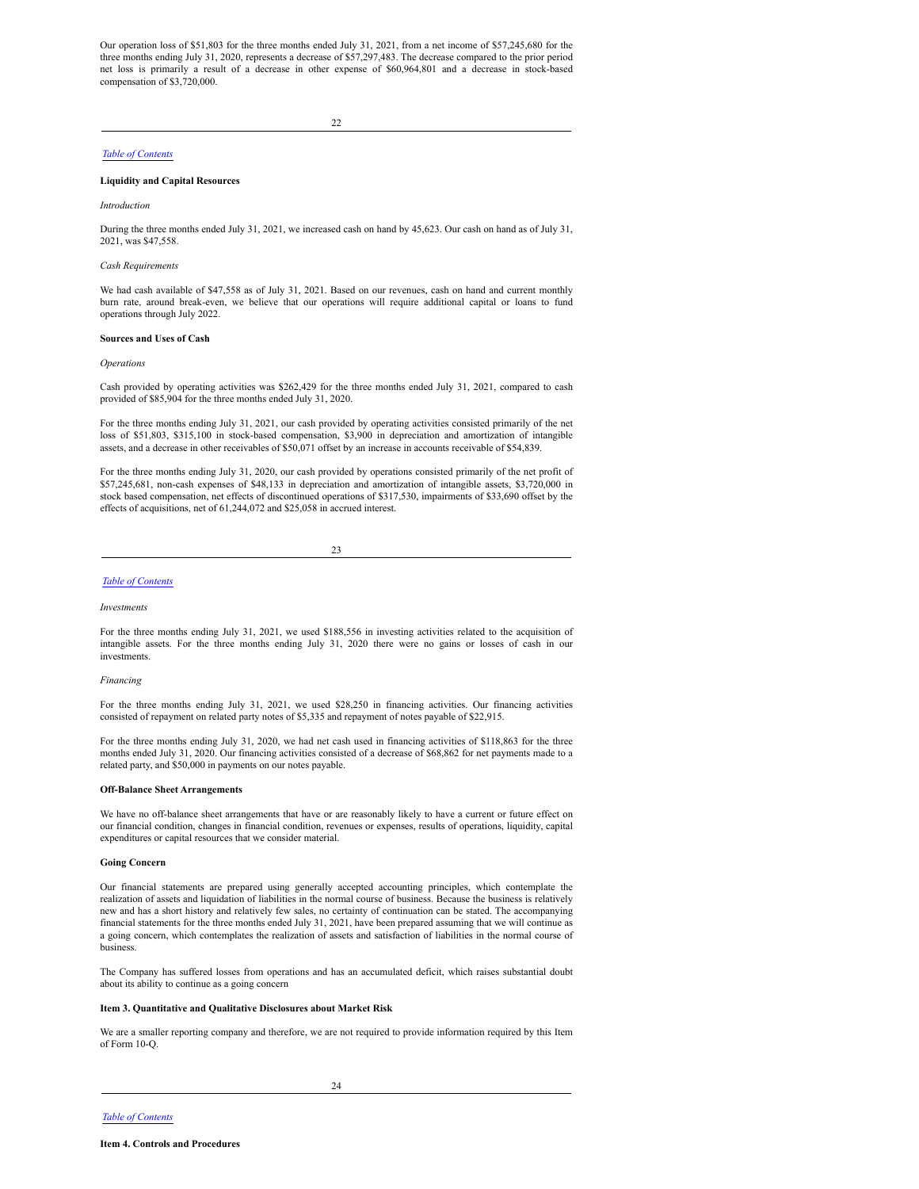Our operation loss of $51,803 for the three months ended July 31, 2021, from a net income of $57,245,680 for the three months ending July 31, 2020, represents a decrease of $57,297,483. The decrease compared to the prior period net loss is primarily a result of a decrease in other expense of $60,964,801 and a decrease in stock-based compensation of $3,720,000.

**Liquidity and Capital Resources**

*Introduction*

During the three months ended July 31, 2021, we increased cash on hand by 45,623. Our cash on hand as of July 31, 2021, was $47,558.

*Cash Requirements*

We had cash available of $47,558 as of July 31, 2021. Based on our revenues, cash on hand and current monthly burn rate, around break-even, we believe that our operations will require additional capital or loans to fund operations through July 2022.

**Sources and Uses of Cash**

*Operations*

Cash provided by operating activities was $262,429 for the three months ended July 31, 2021, compared to cash provided of $85,904 for the three months ended July 31, 2020.

For the three months ending July 31, 2021, our cash provided by operating activities consisted primarily of the net loss of $51,803, $315,100 in stock-based compensation, $3,900 in depreciation and amortization of intangible assets, and a decrease in other receivables of $50,071 offset by an increase in accounts receivable of $54,839.

For the three months ending July 31, 2020, our cash provided by operations consisted primarily of the net profit of $57,245,681, non-cash expenses of $48,133 in depreciation and amortization of intangible assets, $3,720,000 in stock based compensation, net effects of discontinued operations of $317,530, impairments of $33,690 offset by the effects of acquisitions, net of 61,244,072 and $25,058 in accrued interest.

*Investments*

For the three months ending July 31, 2021, we used $188,556 in investing activities related to the acquisition of intangible assets. For the three months ending July 31, 2020 there were no gains or losses of cash in our investments.

*Financing*

For the three months ending July 31, 2021, we used $28,250 in financing activities. Our financing activities consisted of repayment on related party notes of $5,335 and repayment of notes payable of $22,915.

For the three months ending July 31, 2020, we had net cash used in financing activities of $118,863 for the three months ended July 31, 2020. Our financing activities consisted of a decrease of $68,862 for net payments made to a related party, and $50,000 in payments on our notes payable.

**Off-Balance Sheet Arrangements**

We have no off-balance sheet arrangements that have or are reasonably likely to have a current or future effect on our financial condition, changes in financial condition, revenues or expenses, results of operations, liquidity, capital expenditures or capital resources that we consider material.

**Going Concern**

Our financial statements are prepared using generally accepted accounting principles, which contemplate the realization of assets and liquidation of liabilities in the normal course of business. Because the business is relatively new and has a short history and relatively few sales, no certainty of continuation can be stated. The accompanying financial statements for the three months ended July 31, 2021, have been prepared assuming that we will continue as a going concern, which contemplates the realization of assets and satisfaction of liabilities in the normal course of business.

The Company has suffered losses from operations and has an accumulated deficit, which raises substantial doubt about its ability to continue as a going concern

**Item 3. Quantitative and Qualitative Disclosures about Market Risk**

We are a smaller reporting company and therefore, we are not required to provide information required by this Item of Form 10-Q.

**Item 4. Controls and Procedures**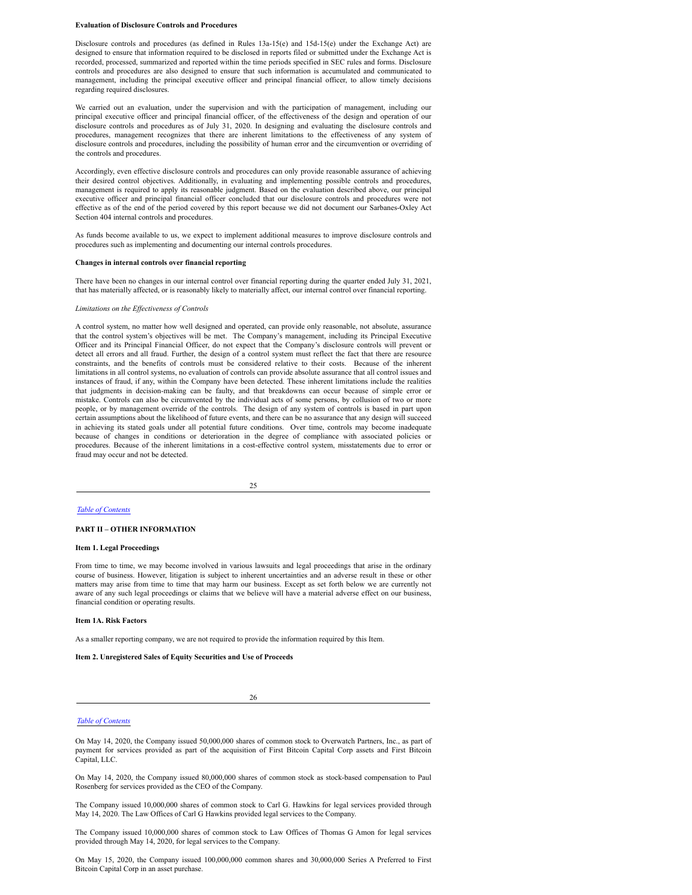**Evaluation of Disclosure Controls and Procedures**

Disclosure controls and procedures (as defined in Rules 13a-15(e) and 15d-15(e) under the Exchange Act) are designed to ensure that information required to be disclosed in reports filed or submitted under the Exchange Act is recorded, processed, summarized and reported within the time periods specified in SEC rules and forms. Disclosure controls and procedures are also designed to ensure that such information is accumulated and communicated to management, including the principal executive officer and principal financial officer, to allow timely decisions regarding required disclosures.

We carried out an evaluation, under the supervision and with the participation of management, including our principal executive officer and principal financial officer, of the effectiveness of the design and operation of our disclosure controls and procedures as of July 31, 2020. In designing and evaluating the disclosure controls and procedures, management recognizes that there are inherent limitations to the effectiveness of any system of disclosure controls and procedures, including the possibility of human error and the circumvention or overriding of the controls and procedures.

Accordingly, even effective disclosure controls and procedures can only provide reasonable assurance of achieving their desired control objectives. Additionally, in evaluating and implementing possible controls and procedures, management is required to apply its reasonable judgment. Based on the evaluation described above, our principal executive officer and principal financial officer concluded that our disclosure controls and procedures were not effective as of the end of the period covered by this report because we did not document our Sarbanes-Oxley Act Section 404 internal controls and procedures.

As funds become available to us, we expect to implement additional measures to improve disclosure controls and procedures such as implementing and documenting our internal controls procedures.

**Changes in internal controls over financial reporting**

There have been no changes in our internal control over financial reporting during the quarter ended July 31, 2021, that has materially affected, or is reasonably likely to materially affect, our internal control over financial reporting.

*Limitations on the Effectiveness of Controls*

A control system, no matter how well designed and operated, can provide only reasonable, not absolute, assurance that the control system's objectives will be met. The Company's management, including its Principal Executive Officer and its Principal Financial Officer, do not expect that the Company's disclosure controls will prevent or detect all errors and all fraud. Further, the design of a control system must reflect the fact that there are resource constraints, and the benefits of controls must be considered relative to their costs. Because of the inherent limitations in all control systems, no evaluation of controls can provide absolute assurance that all control issues and instances of fraud, if any, within the Company have been detected. These inherent limitations include the realities that judgments in decision-making can be faulty, and that breakdowns can occur because of simple error or mistake. Controls can also be circumvented by the individual acts of some persons, by collusion of two or more people, or by management override of the controls. The design of any system of controls is based in part upon certain assumptions about the likelihood of future events, and there can be no assurance that any design will succeed in achieving its stated goals under all potential future conditions. Over time, controls may become inadequate because of changes in conditions or deterioration in the degree of compliance with associated policies or procedures. Because of the inherent limitations in a cost-effective control system, misstatements due to error or fraud may occur and not be detected.

**PART II – OTHER INFORMATION**

**Item 1. Legal Proceedings**

From time to time, we may become involved in various lawsuits and legal proceedings that arise in the ordinary course of business. However, litigation is subject to inherent uncertainties and an adverse result in these or other matters may arise from time to time that may harm our business. Except as set forth below we are currently not aware of any such legal proceedings or claims that we believe will have a material adverse effect on our business, financial condition or operating results.

**Item 1A. Risk Factors**

As a smaller reporting company, we are not required to provide the information required by this Item.

**Item 2. Unregistered Sales of Equity Securities and Use of Proceeds**

On May 14, 2020, the Company issued 50,000,000 shares of common stock to Overwatch Partners, Inc., as part of payment for services provided as part of the acquisition of First Bitcoin Capital Corp assets and First Bitcoin Capital, LLC.

On May 14, 2020, the Company issued 80,000,000 shares of common stock as stock-based compensation to Paul Rosenberg for services provided as the CEO of the Company.

The Company issued 10,000,000 shares of common stock to Carl G. Hawkins for legal services provided through May 14, 2020. The Law Offices of Carl G Hawkins provided legal services to the Company.

The Company issued 10,000,000 shares of common stock to Law Offices of Thomas G Amon for legal services provided through May 14, 2020, for legal services to the Company.

On May 15, 2020, the Company issued 100,000,000 common shares and 30,000,000 Series A Preferred to First Bitcoin Capital Corp in an asset purchase.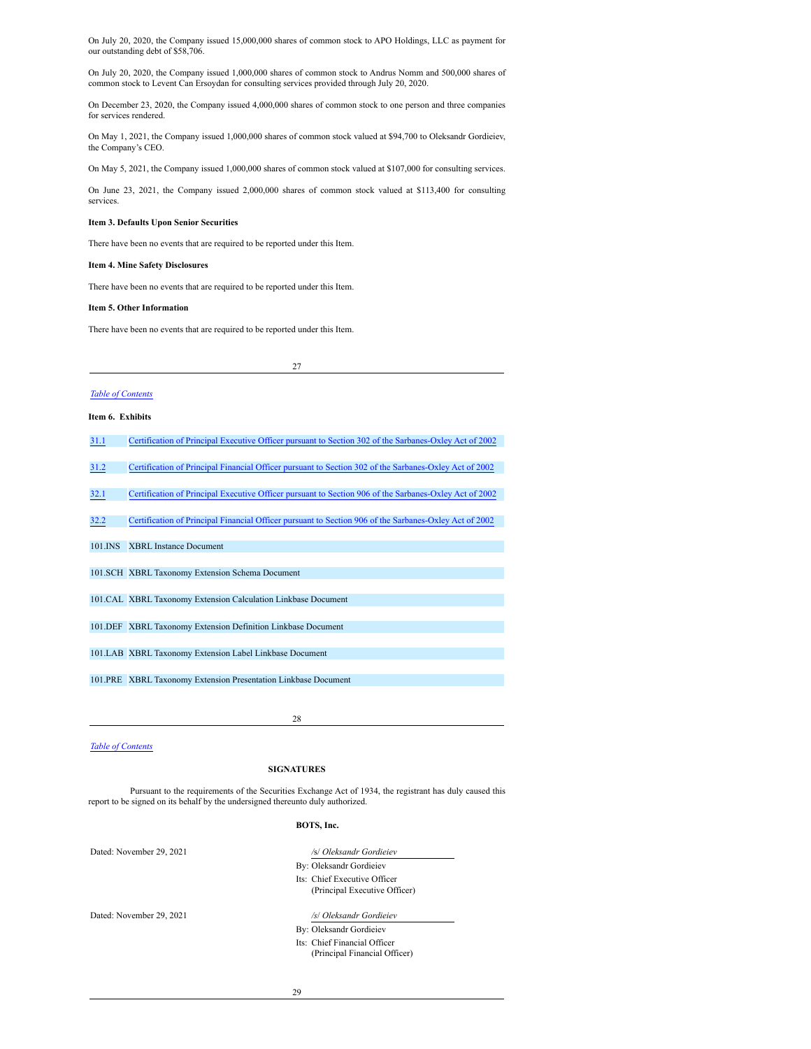On July 20, 2020, the Company issued 15,000,000 shares of common stock to APO Holdings, LLC as payment for our outstanding debt of $58,706.

On July 20, 2020, the Company issued 1,000,000 shares of common stock to Andrus Nomm and 500,000 shares of common stock to Levent Can Ersoydan for consulting services provided through July 20, 2020.

On December 23, 2020, the Company issued 4,000,000 shares of common stock to one person and three companies for services rendered.

On May 1, 2021, the Company issued 1,000,000 shares of common stock valued at $94,700 to Oleksandr Gordieiev, the Company's CEO.

On May 5, 2021, the Company issued 1,000,000 shares of common stock valued at $107,000 for consulting services.

On June 23, 2021, the Company issued 2,000,000 shares of common stock valued at $113,400 for consulting services.

**Item 3. Defaults Upon Senior Securities**

There have been no events that are required to be reported under this Item.

**Item 4. Mine Safety Disclosures**

There have been no events that are required to be reported under this Item.

**Item 5. Other Information**

There have been no events that are required to be reported under this Item.

*Table of Contents*

**Item 6. Exhibits**

| | |
|---|---|
| 31.1 | Certification of Principal Executive Officer pursuant to Section 302 of the Sarbanes-Oxley Act of 2002 |
| 31.2 | Certification of Principal Financial Officer pursuant to Section 302 of the Sarbanes-Oxley Act of 2002 |
| 32.1 | Certification of Principal Executive Officer pursuant to Section 906 of the Sarbanes-Oxley Act of 2002 |
| 32.2 | Certification of Principal Financial Officer pursuant to Section 906 of the Sarbanes-Oxley Act of 2002 |
| 101.INS | XBRL Instance Document |
| 101.SCH | XBRL Taxonomy Extension Schema Document |
| 101.CAL | XBRL Taxonomy Extension Calculation Linkbase Document |
| 101.DEF | XBRL Taxonomy Extension Definition Linkbase Document |
| 101.LAB | XBRL Taxonomy Extension Label Linkbase Document |
| 101.PRE | XBRL Taxonomy Extension Presentation Linkbase Document |

*Table of Contents*

**SIGNATURES**

Pursuant to the requirements of the Securities Exchange Act of 1934, the registrant has duly caused this report to be signed on its behalf by the undersigned thereunto duly authorized.

**BOTS, Inc.**

| | |
|---|---|
| Dated: November 29, 2021 | */s/ Oleksandr Gordieiev* |
| | By: Oleksandr Gordieiev |
| | Its: Chief Executive Officer (Principal Executive Officer) |
| Dated: November 29, 2021 | */s/ Oleksandr Gordieiev* |
| | By: Oleksandr Gordieiev |
| | Its: Chief Financial Officer (Principal Financial Officer) |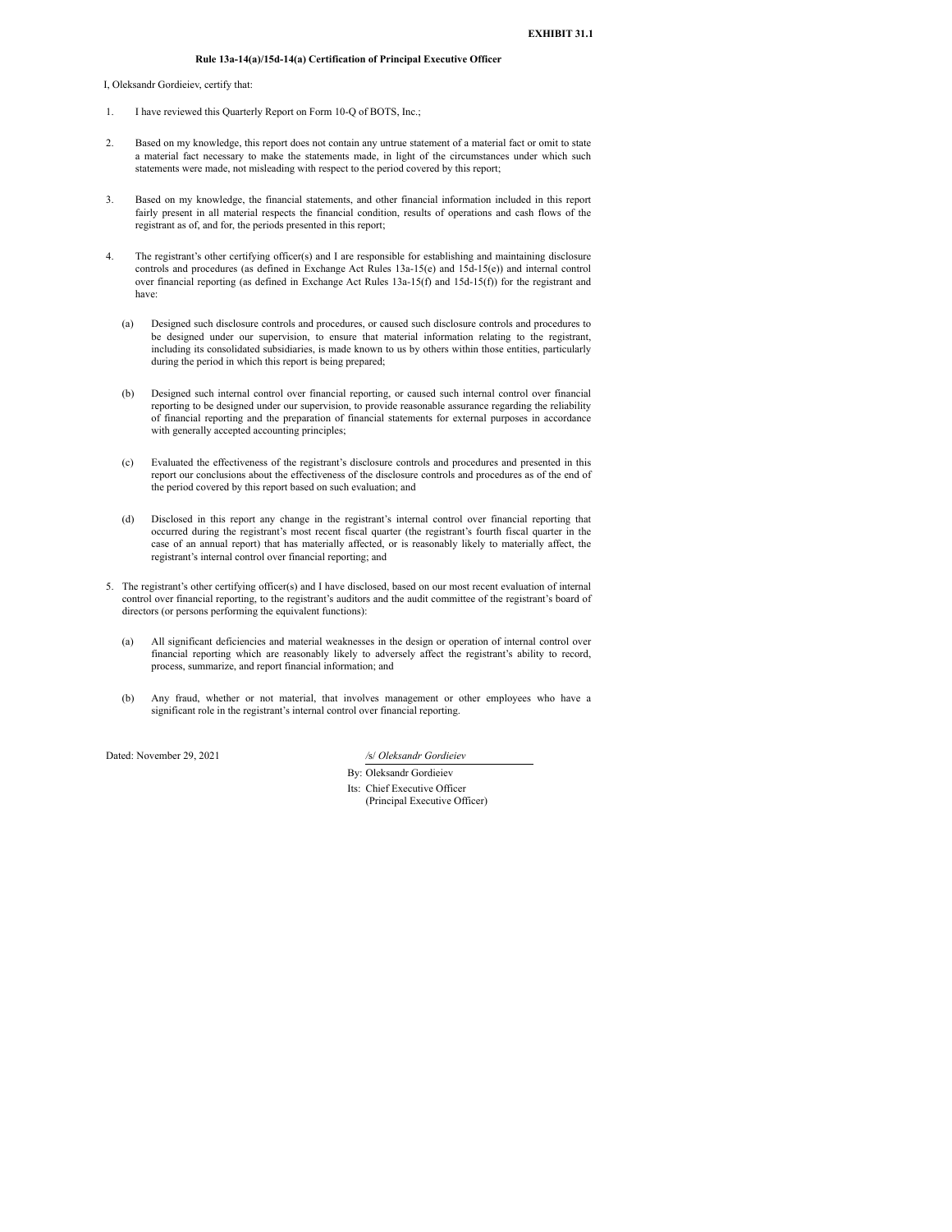**EXHIBIT 31.1**

**Rule 13a-14(a)/15d-14(a) Certification of Principal Executive Officer**

I, Oleksandr Gordieiev, certify that:

1. I have reviewed this Quarterly Report on Form 10-Q of BOTS, Inc.;

2. Based on my knowledge, this report does not contain any untrue statement of a material fact or omit to state a material fact necessary to make the statements made, in light of the circumstances under which such statements were made, not misleading with respect to the period covered by this report;

3. Based on my knowledge, the financial statements, and other financial information included in this report fairly present in all material respects the financial condition, results of operations and cash flows of the registrant as of, and for, the periods presented in this report;

4. The registrant's other certifying officer(s) and I are responsible for establishing and maintaining disclosure controls and procedures (as defined in Exchange Act Rules 13a-15(e) and 15d-15(e)) and internal control over financial reporting (as defined in Exchange Act Rules 13a-15(f) and 15d-15(f)) for the registrant and have:

   (a) Designed such disclosure controls and procedures, or caused such disclosure controls and procedures to be designed under our supervision, to ensure that material information relating to the registrant, including its consolidated subsidiaries, is made known to us by others within those entities, particularly during the period in which this report is being prepared;

   (b) Designed such internal control over financial reporting, or caused such internal control over financial reporting to be designed under our supervision, to provide reasonable assurance regarding the reliability of financial reporting and the preparation of financial statements for external purposes in accordance with generally accepted accounting principles;

   (c) Evaluated the effectiveness of the registrant's disclosure controls and procedures and presented in this report our conclusions about the effectiveness of the disclosure controls and procedures as of the end of the period covered by this report based on such evaluation; and

   (d) Disclosed in this report any change in the registrant's internal control over financial reporting that occurred during the registrant's most recent fiscal quarter (the registrant's fourth fiscal quarter in the case of an annual report) that has materially affected, or is reasonably likely to materially affect, the registrant's internal control over financial reporting; and

5. The registrant's other certifying officer(s) and I have disclosed, based on our most recent evaluation of internal control over financial reporting, to the registrant's auditors and the audit committee of the registrant's board of directors (or persons performing the equivalent functions):

   (a) All significant deficiencies and material weaknesses in the design or operation of internal control over financial reporting which are reasonably likely to adversely affect the registrant's ability to record, process, summarize, and report financial information; and

   (b) Any fraud, whether or not material, that involves management or other employees who have a significant role in the registrant's internal control over financial reporting.

Dated: November 29, 2021

/s/ *Oleksandr Gordieiev*

By: Oleksandr Gordieiev
Its: Chief Executive Officer
(Principal Executive Officer)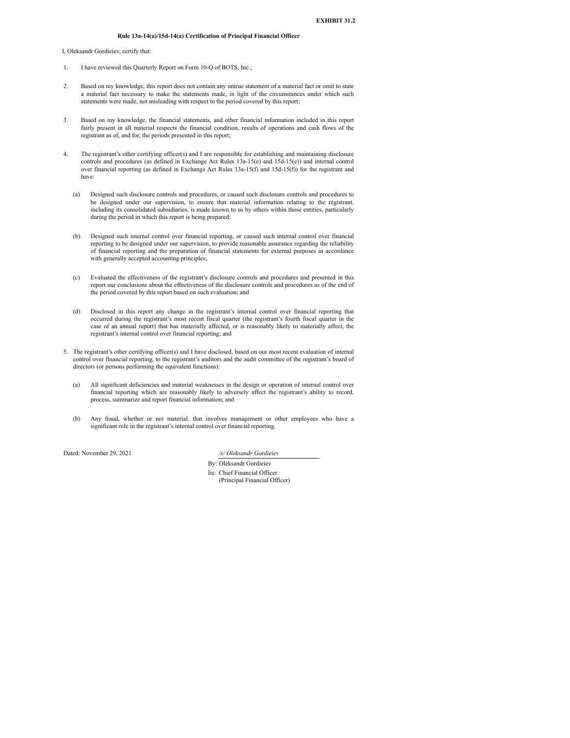**EXHIBIT 31.2**

**Rule 13a-14(a)/15d-14(a) Certification of Principal Financial Officer**

I, Oleksandr Gordieiev, certify that:

1. I have reviewed this Quarterly Report on Form 10-Q of BOTS, Inc.;

2. Based on my knowledge, this report does not contain any untrue statement of a material fact or omit to state a material fact necessary to make the statements made, in light of the circumstances under which such statements were made, not misleading with respect to the period covered by this report;

3. Based on my knowledge, the financial statements, and other financial information included in this report fairly present in all material respects the financial condition, results of operations and cash flows of the registrant as of, and for, the periods presented in this report;

4. The registrant's other certifying officer(s) and I are responsible for establishing and maintaining disclosure controls and procedures (as defined in Exchange Act Rules 13a-15(e) and 15d-15(e)) and internal control over financial reporting (as defined in Exchange Act Rules 13a-15(f) and 15d-15(f)) for the registrant and have:

   (a) Designed such disclosure controls and procedures, or caused such disclosure controls and procedures to be designed under our supervision, to ensure that material information relating to the registrant, including its consolidated subsidiaries, is made known to us by others within those entities, particularly during the period in which this report is being prepared;

   (b) Designed such internal control over financial reporting, or caused such internal control over financial reporting to be designed under our supervision, to provide reasonable assurance regarding the reliability of financial reporting and the preparation of financial statements for external purposes in accordance with generally accepted accounting principles;

   (c) Evaluated the effectiveness of the registrant's disclosure controls and procedures and presented in this report our conclusions about the effectiveness of the disclosure controls and procedures as of the end of the period covered by this report based on such evaluation; and

   (d) Disclosed in this report any change in the registrant's internal control over financial reporting that occurred during the registrant's most recent fiscal quarter (the registrant's fourth fiscal quarter in the case of an annual report) that has materially affected, or is reasonably likely to materially affect, the registrant's internal control over financial reporting; and

5. The registrant's other certifying officer(s) and I have disclosed, based on our most recent evaluation of internal control over financial reporting, to the registrant's auditors and the audit committee of the registrant's board of directors (or persons performing the equivalent functions):

   (a) All significant deficiencies and material weaknesses in the design or operation of internal control over financial reporting which are reasonably likely to adversely affect the registrant's ability to record, process, summarize and report financial information; and

   (b) Any fraud, whether or not material, that involves management or other employees who have a significant role in the registrant's internal control over financial reporting.

Dated: November 29, 2021

*/s/ Oleksandr Gordieiev*

By: Oleksandr Gordieiev

Its: Chief Financial Officer
(Principal Financial Officer)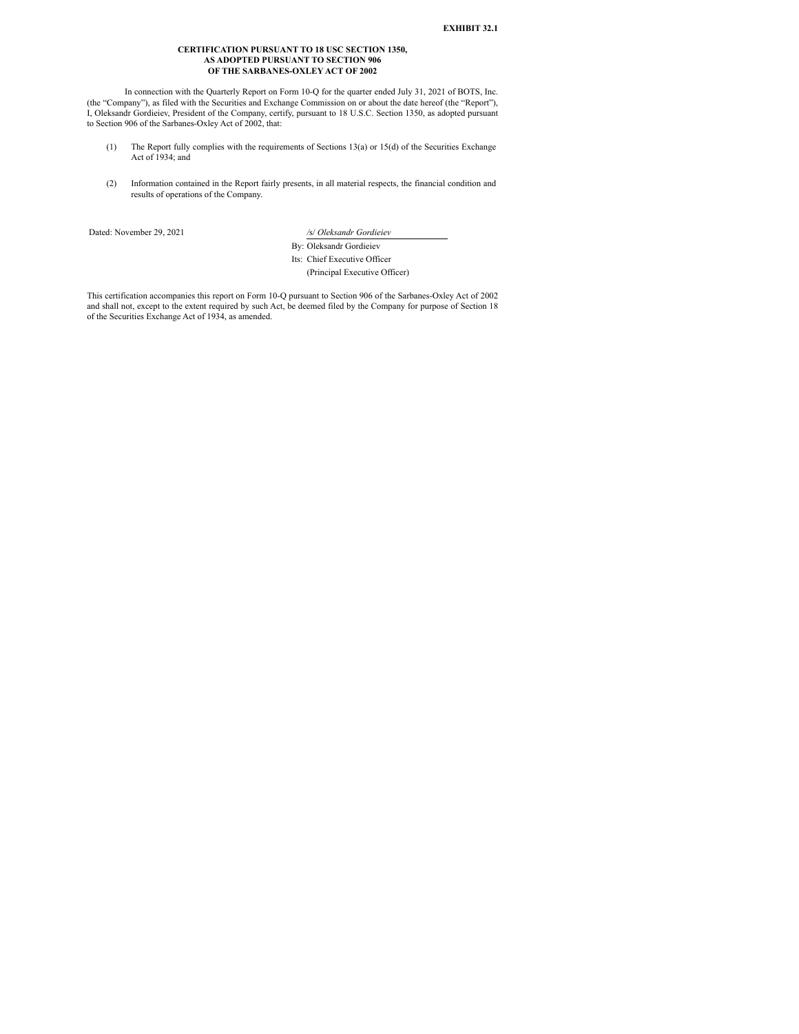**EXHIBIT 32.1**

**CERTIFICATION PURSUANT TO 18 USC SECTION 1350,**
**AS ADOPTED PURSUANT TO SECTION 906**
**OF THE SARBANES-OXLEY ACT OF 2002**

In connection with the Quarterly Report on Form 10-Q for the quarter ended July 31, 2021 of BOTS, Inc. (the "Company"), as filed with the Securities and Exchange Commission on or about the date hereof (the "Report"), I, Oleksandr Gordieiev, President of the Company, certify, pursuant to 18 U.S.C. Section 1350, as adopted pursuant to Section 906 of the Sarbanes-Oxley Act of 2002, that:

(1) The Report fully complies with the requirements of Sections 13(a) or 15(d) of the Securities Exchange Act of 1934; and

(2) Information contained in the Report fairly presents, in all material respects, the financial condition and results of operations of the Company.

Dated: November 29, 2021

/s/ *Oleksandr Gordieiev*

By: Oleksandr Gordieiev

Its: Chief Executive Officer

(Principal Executive Officer)

This certification accompanies this report on Form 10-Q pursuant to Section 906 of the Sarbanes-Oxley Act of 2002 and shall not, except to the extent required by such Act, be deemed filed by the Company for purpose of Section 18 of the Securities Exchange Act of 1934, as amended.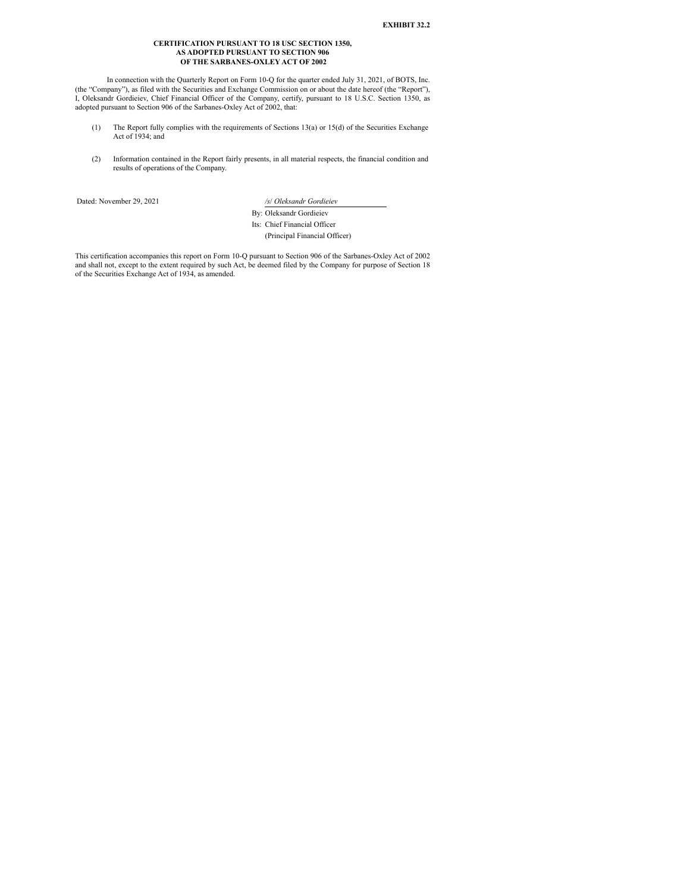**EXHIBIT 32.2**

**CERTIFICATION PURSUANT TO 18 USC SECTION 1350,
AS ADOPTED PURSUANT TO SECTION 906
OF THE SARBANES-OXLEY ACT OF 2002**

In connection with the Quarterly Report on Form 10-Q for the quarter ended July 31, 2021, of BOTS, Inc. (the "Company"), as filed with the Securities and Exchange Commission on or about the date hereof (the "Report"), I, Oleksandr Gordieiev, Chief Financial Officer of the Company, certify, pursuant to 18 U.S.C. Section 1350, as adopted pursuant to Section 906 of the Sarbanes-Oxley Act of 2002, that:

(1) The Report fully complies with the requirements of Sections 13(a) or 15(d) of the Securities Exchange Act of 1934; and

(2) Information contained in the Report fairly presents, in all material respects, the financial condition and results of operations of the Company.

Dated: November 29, 2021

*/s/ Oleksandr Gordieiev*

By: Oleksandr Gordieiev

Its: Chief Financial Officer

(Principal Financial Officer)

This certification accompanies this report on Form 10-Q pursuant to Section 906 of the Sarbanes-Oxley Act of 2002 and shall not, except to the extent required by such Act, be deemed filed by the Company for purpose of Section 18 of the Securities Exchange Act of 1934, as amended.